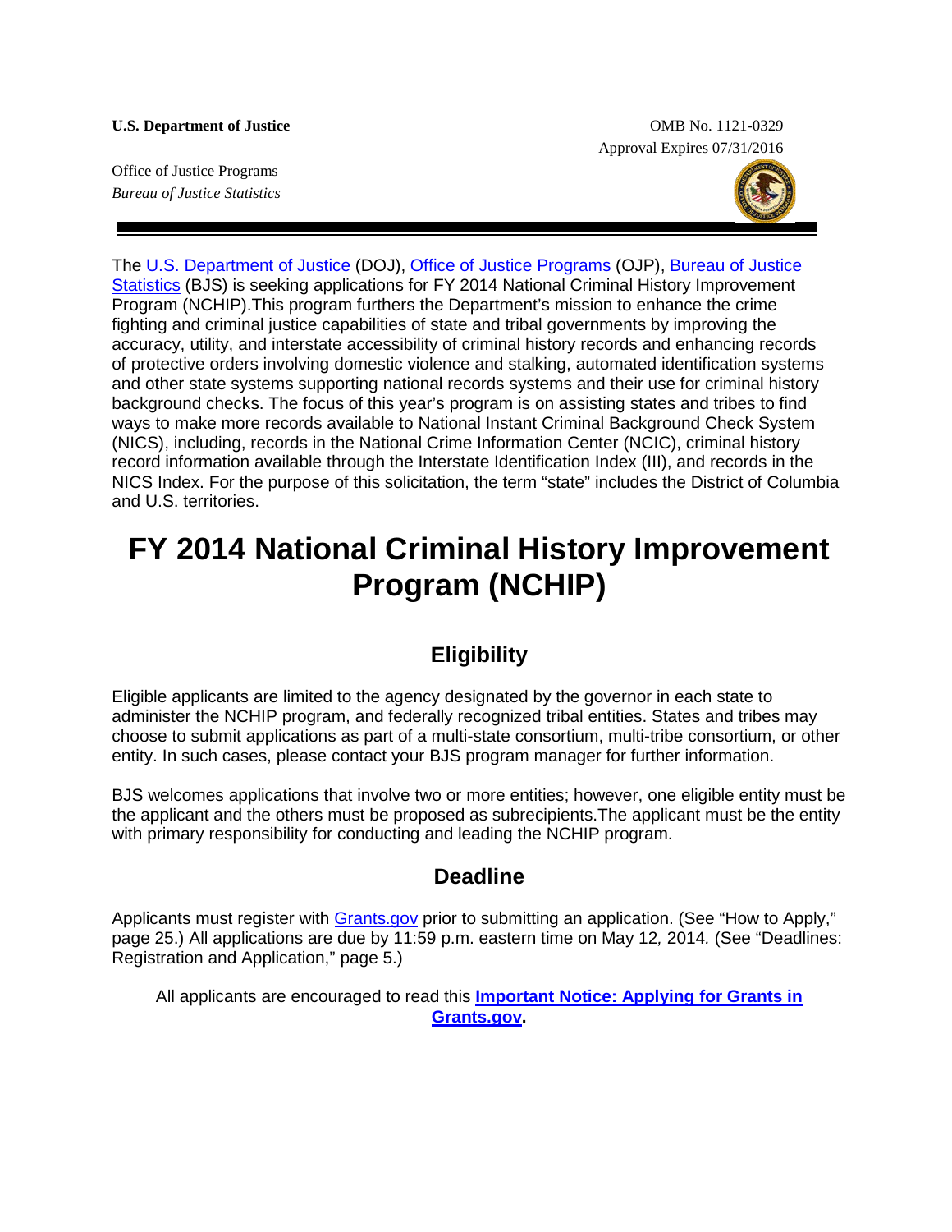**U.S. Department of Justice**

Office of Justice Programs
*Bureau of Justice Statistics*

OMB No. 1121-0329
Approval Expires 07/31/2016

The U.S. Department of Justice (DOJ), Office of Justice Programs (OJP), Bureau of Justice Statistics (BJS) is seeking applications for FY 2014 National Criminal History Improvement Program (NCHIP).This program furthers the Department's mission to enhance the crime fighting and criminal justice capabilities of state and tribal governments by improving the accuracy, utility, and interstate accessibility of criminal history records and enhancing records of protective orders involving domestic violence and stalking, automated identification systems and other state systems supporting national records systems and their use for criminal history background checks. The focus of this year's program is on assisting states and tribes to find ways to make more records available to National Instant Criminal Background Check System (NICS), including, records in the National Crime Information Center (NCIC), criminal history record information available through the Interstate Identification Index (III), and records in the NICS Index. For the purpose of this solicitation, the term "state" includes the District of Columbia and U.S. territories.

# FY 2014 National Criminal History Improvement Program (NCHIP)

## Eligibility

Eligible applicants are limited to the agency designated by the governor in each state to administer the NCHIP program, and federally recognized tribal entities. States and tribes may choose to submit applications as part of a multi-state consortium, multi-tribe consortium, or other entity. In such cases, please contact your BJS program manager for further information.

BJS welcomes applications that involve two or more entities; however, one eligible entity must be the applicant and the others must be proposed as subrecipients.The applicant must be the entity with primary responsibility for conducting and leading the NCHIP program.

## Deadline

Applicants must register with Grants.gov prior to submitting an application. (See "How to Apply," page 25.) All applications are due by 11:59 p.m. eastern time on May 12*,* 2014*.* (See "Deadlines: Registration and Application," page 5.)

All applicants are encouraged to read this **Important Notice: Applying for Grants in Grants.gov.**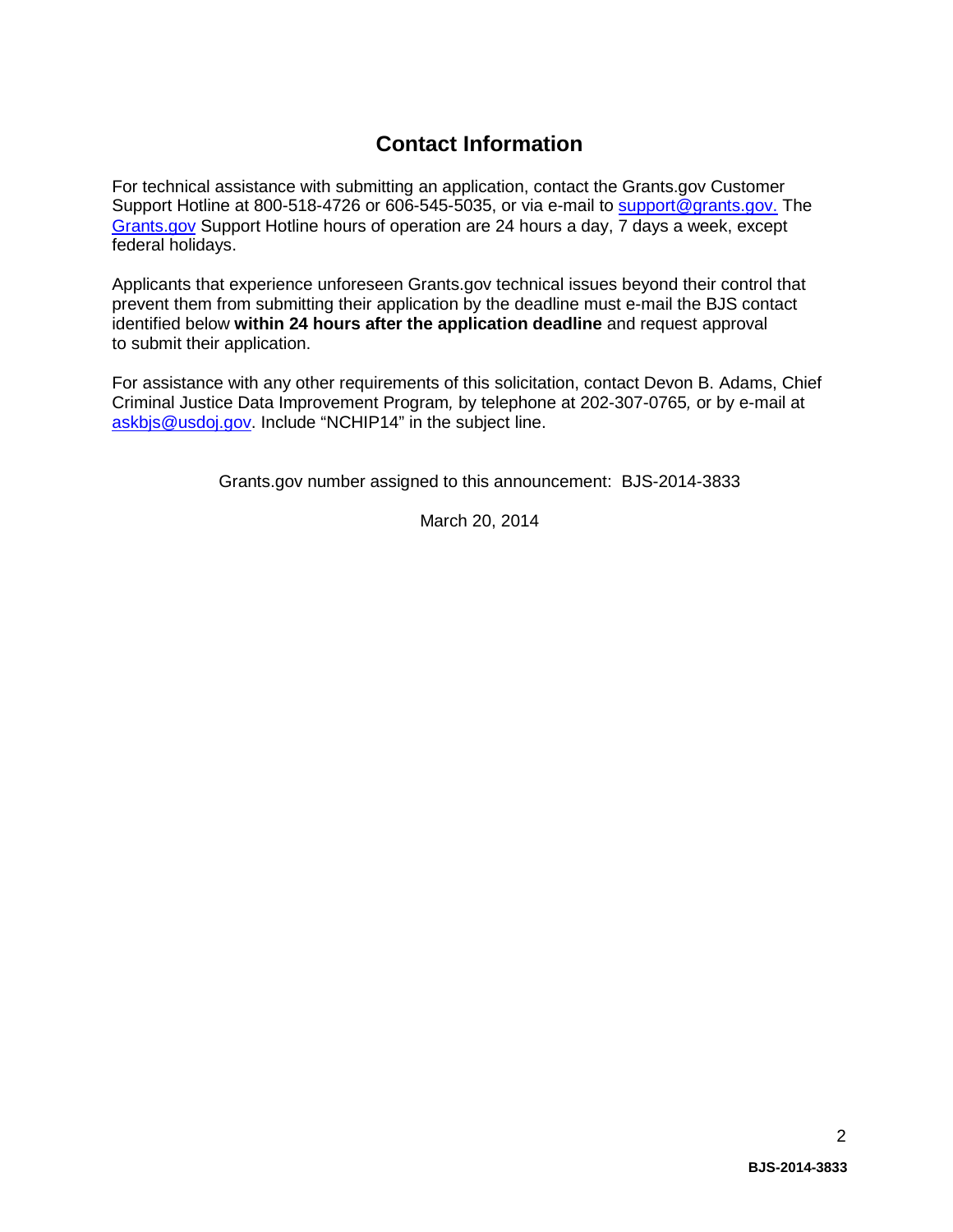## Contact Information

For technical assistance with submitting an application, contact the Grants.gov Customer Support Hotline at 800-518-4726 or 606-545-5035, or via e-mail to support@grants.gov. The Grants.gov Support Hotline hours of operation are 24 hours a day, 7 days a week, except federal holidays.

Applicants that experience unforeseen Grants.gov technical issues beyond their control that prevent them from submitting their application by the deadline must e-mail the BJS contact identified below **within 24 hours after the application deadline** and request approval to submit their application.

For assistance with any other requirements of this solicitation, contact Devon B. Adams, Chief Criminal Justice Data Improvement Program*,* by telephone at 202-307-0765*,* or by e-mail at askbjs@usdoj.gov. Include "NCHIP14" in the subject line.

Grants.gov number assigned to this announcement: BJS-2014-3833

March 20, 2014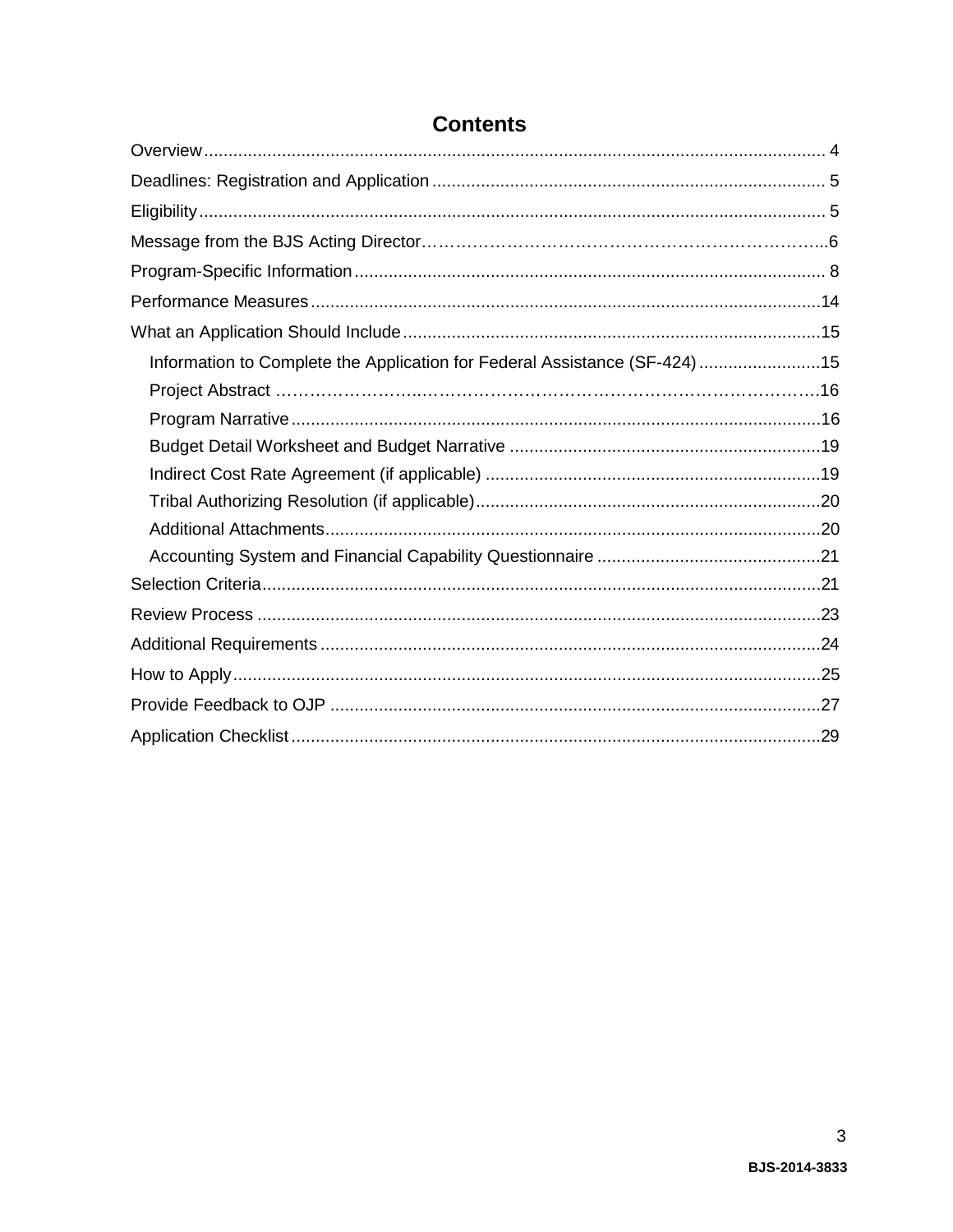# Contents

Overview ..... 4

Deadlines: Registration and Application ..... 5

Eligibility ..... 5

Message from the BJS Acting Director ..... 6

Program-Specific Information ..... 8

Performance Measures ..... 14

What an Application Should Include ..... 15

- Information to Complete the Application for Federal Assistance (SF-424) ..... 15
- Project Abstract ..... 16
- Program Narrative ..... 16
- Budget Detail Worksheet and Budget Narrative ..... 19
- Indirect Cost Rate Agreement (if applicable) ..... 19
- Tribal Authorizing Resolution (if applicable) ..... 20
- Additional Attachments ..... 20
- Accounting System and Financial Capability Questionnaire ..... 21

Selection Criteria ..... 21

Review Process ..... 23

Additional Requirements ..... 24

How to Apply ..... 25

Provide Feedback to OJP ..... 27

Application Checklist ..... 29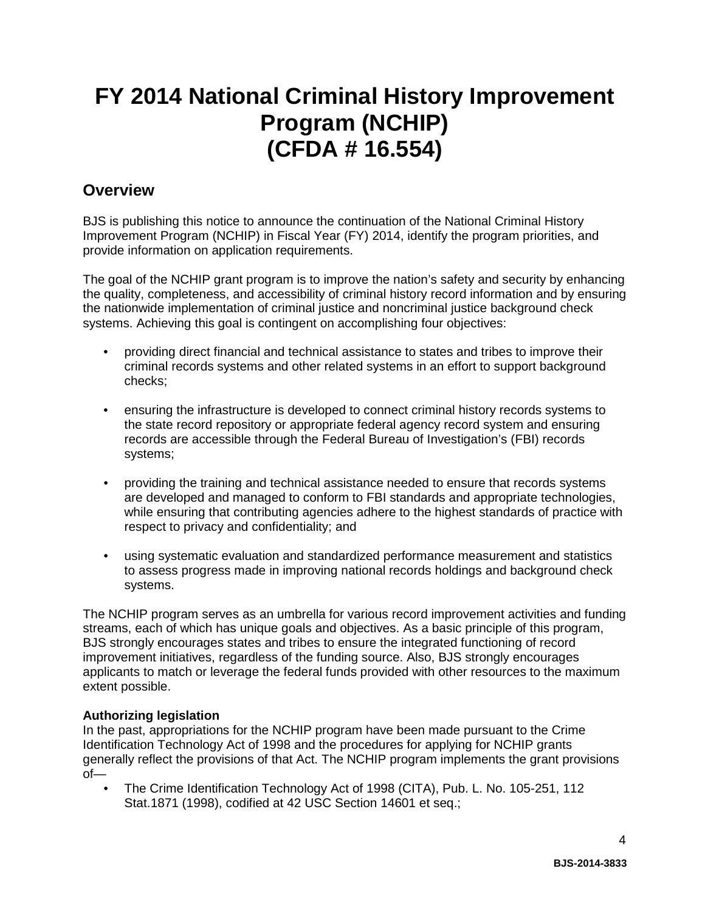# FY 2014 National Criminal History Improvement Program (NCHIP) (CFDA # 16.554)

## Overview

BJS is publishing this notice to announce the continuation of the National Criminal History Improvement Program (NCHIP) in Fiscal Year (FY) 2014, identify the program priorities, and provide information on application requirements.

The goal of the NCHIP grant program is to improve the nation's safety and security by enhancing the quality, completeness, and accessibility of criminal history record information and by ensuring the nationwide implementation of criminal justice and noncriminal justice background check systems. Achieving this goal is contingent on accomplishing four objectives:

- providing direct financial and technical assistance to states and tribes to improve their criminal records systems and other related systems in an effort to support background checks;
- ensuring the infrastructure is developed to connect criminal history records systems to the state record repository or appropriate federal agency record system and ensuring records are accessible through the Federal Bureau of Investigation's (FBI) records systems;
- providing the training and technical assistance needed to ensure that records systems are developed and managed to conform to FBI standards and appropriate technologies, while ensuring that contributing agencies adhere to the highest standards of practice with respect to privacy and confidentiality; and
- using systematic evaluation and standardized performance measurement and statistics to assess progress made in improving national records holdings and background check systems.

The NCHIP program serves as an umbrella for various record improvement activities and funding streams, each of which has unique goals and objectives. As a basic principle of this program, BJS strongly encourages states and tribes to ensure the integrated functioning of record improvement initiatives, regardless of the funding source. Also, BJS strongly encourages applicants to match or leverage the federal funds provided with other resources to the maximum extent possible.

**Authorizing legislation**

In the past, appropriations for the NCHIP program have been made pursuant to the Crime Identification Technology Act of 1998 and the procedures for applying for NCHIP grants generally reflect the provisions of that Act. The NCHIP program implements the grant provisions of—

- The Crime Identification Technology Act of 1998 (CITA), Pub. L. No. 105-251, 112 Stat.1871 (1998), codified at 42 USC Section 14601 et seq.;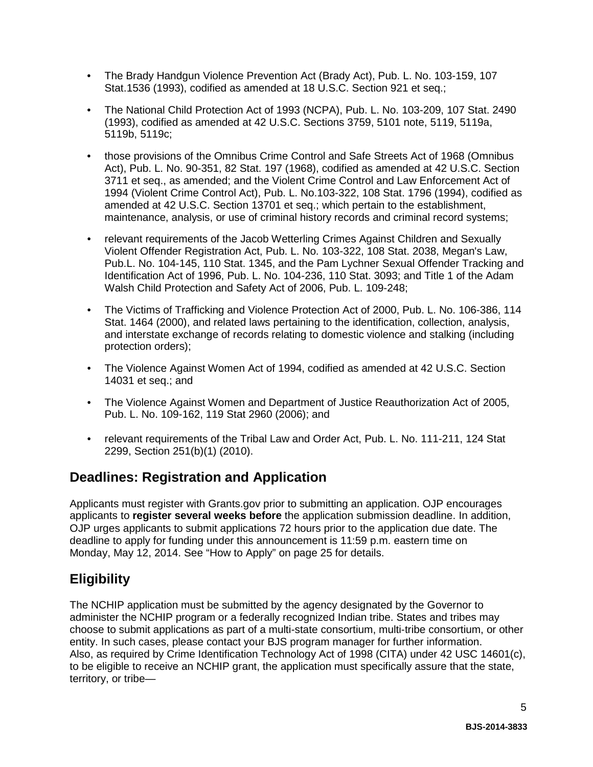- The Brady Handgun Violence Prevention Act (Brady Act), Pub. L. No. 103-159, 107 Stat.1536 (1993), codified as amended at 18 U.S.C. Section 921 et seq.;
- The National Child Protection Act of 1993 (NCPA), Pub. L. No. 103-209, 107 Stat. 2490 (1993), codified as amended at 42 U.S.C. Sections 3759, 5101 note, 5119, 5119a, 5119b, 5119c;
- those provisions of the Omnibus Crime Control and Safe Streets Act of 1968 (Omnibus Act), Pub. L. No. 90-351, 82 Stat. 197 (1968), codified as amended at 42 U.S.C. Section 3711 et seq., as amended; and the Violent Crime Control and Law Enforcement Act of 1994 (Violent Crime Control Act), Pub. L. No.103-322, 108 Stat. 1796 (1994), codified as amended at 42 U.S.C. Section 13701 et seq.; which pertain to the establishment, maintenance, analysis, or use of criminal history records and criminal record systems;
- relevant requirements of the Jacob Wetterling Crimes Against Children and Sexually Violent Offender Registration Act, Pub. L. No. 103-322, 108 Stat. 2038, Megan's Law, Pub.L. No. 104-145, 110 Stat. 1345, and the Pam Lychner Sexual Offender Tracking and Identification Act of 1996, Pub. L. No. 104-236, 110 Stat. 3093; and Title 1 of the Adam Walsh Child Protection and Safety Act of 2006, Pub. L. 109-248;
- The Victims of Trafficking and Violence Protection Act of 2000, Pub. L. No. 106-386, 114 Stat. 1464 (2000), and related laws pertaining to the identification, collection, analysis, and interstate exchange of records relating to domestic violence and stalking (including protection orders);
- The Violence Against Women Act of 1994, codified as amended at 42 U.S.C. Section 14031 et seq.; and
- The Violence Against Women and Department of Justice Reauthorization Act of 2005, Pub. L. No. 109-162, 119 Stat 2960 (2006); and
- relevant requirements of the Tribal Law and Order Act, Pub. L. No. 111-211, 124 Stat 2299, Section 251(b)(1) (2010).

## Deadlines: Registration and Application

Applicants must register with Grants.gov prior to submitting an application. OJP encourages applicants to **register several weeks before** the application submission deadline. In addition, OJP urges applicants to submit applications 72 hours prior to the application due date. The deadline to apply for funding under this announcement is 11:59 p.m. eastern time on Monday, May 12, 2014. See "How to Apply" on page 25 for details.

## Eligibility

The NCHIP application must be submitted by the agency designated by the Governor to administer the NCHIP program or a federally recognized Indian tribe. States and tribes may choose to submit applications as part of a multi-state consortium, multi-tribe consortium, or other entity. In such cases, please contact your BJS program manager for further information. Also, as required by Crime Identification Technology Act of 1998 (CITA) under 42 USC 14601(c), to be eligible to receive an NCHIP grant, the application must specifically assure that the state, territory, or tribe—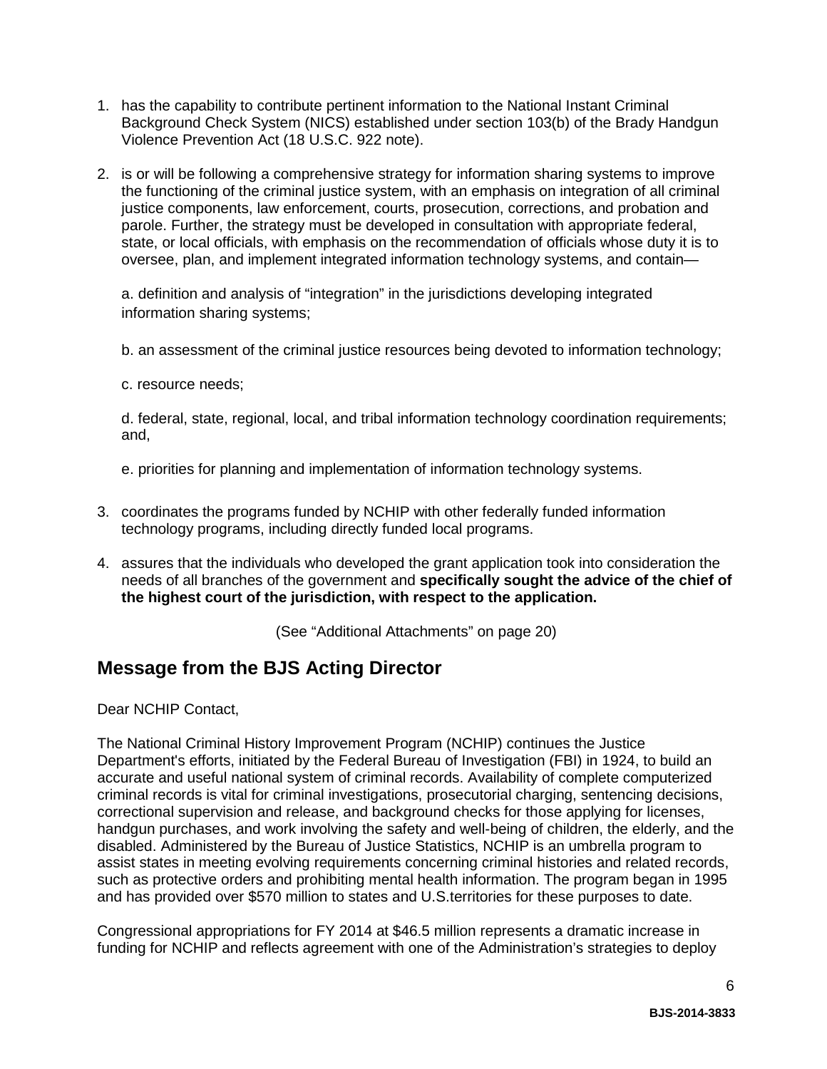1. has the capability to contribute pertinent information to the National Instant Criminal Background Check System (NICS) established under section 103(b) of the Brady Handgun Violence Prevention Act (18 U.S.C. 922 note).

2. is or will be following a comprehensive strategy for information sharing systems to improve the functioning of the criminal justice system, with an emphasis on integration of all criminal justice components, law enforcement, courts, prosecution, corrections, and probation and parole. Further, the strategy must be developed in consultation with appropriate federal, state, or local officials, with emphasis on the recommendation of officials whose duty it is to oversee, plan, and implement integrated information technology systems, and contain—

   a. definition and analysis of "integration" in the jurisdictions developing integrated information sharing systems;

   b. an assessment of the criminal justice resources being devoted to information technology;

   c. resource needs;

   d. federal, state, regional, local, and tribal information technology coordination requirements; and,

   e. priorities for planning and implementation of information technology systems.

3. coordinates the programs funded by NCHIP with other federally funded information technology programs, including directly funded local programs.

4. assures that the individuals who developed the grant application took into consideration the needs of all branches of the government and **specifically sought the advice of the chief of the highest court of the jurisdiction, with respect to the application.**

(See "Additional Attachments" on page 20)

## Message from the BJS Acting Director

Dear NCHIP Contact,

The National Criminal History Improvement Program (NCHIP) continues the Justice Department's efforts, initiated by the Federal Bureau of Investigation (FBI) in 1924, to build an accurate and useful national system of criminal records. Availability of complete computerized criminal records is vital for criminal investigations, prosecutorial charging, sentencing decisions, correctional supervision and release, and background checks for those applying for licenses, handgun purchases, and work involving the safety and well-being of children, the elderly, and the disabled. Administered by the Bureau of Justice Statistics, NCHIP is an umbrella program to assist states in meeting evolving requirements concerning criminal histories and related records, such as protective orders and prohibiting mental health information. The program began in 1995 and has provided over $570 million to states and U.S.territories for these purposes to date.

Congressional appropriations for FY 2014 at $46.5 million represents a dramatic increase in funding for NCHIP and reflects agreement with one of the Administration's strategies to deploy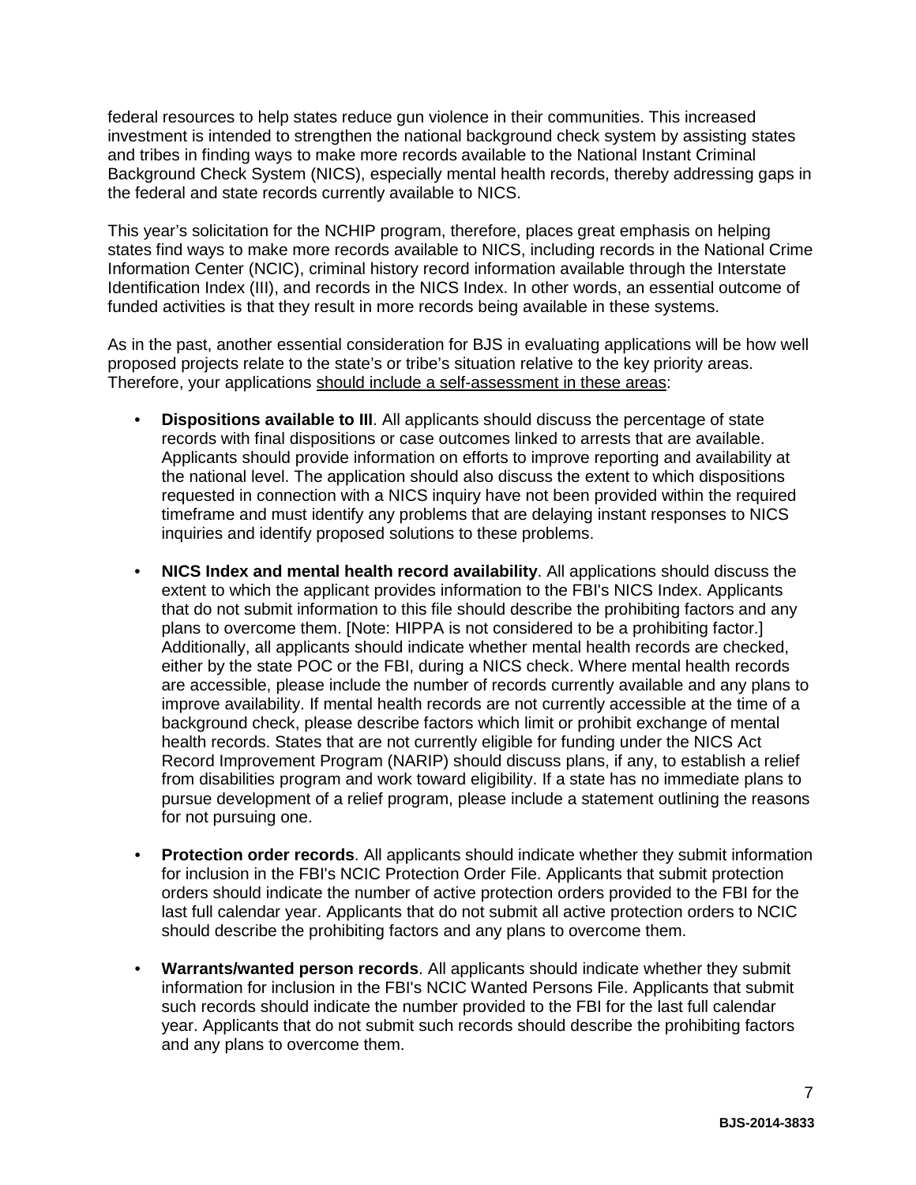federal resources to help states reduce gun violence in their communities. This increased investment is intended to strengthen the national background check system by assisting states and tribes in finding ways to make more records available to the National Instant Criminal Background Check System (NICS), especially mental health records, thereby addressing gaps in the federal and state records currently available to NICS.

This year's solicitation for the NCHIP program, therefore, places great emphasis on helping states find ways to make more records available to NICS, including records in the National Crime Information Center (NCIC), criminal history record information available through the Interstate Identification Index (III), and records in the NICS Index. In other words, an essential outcome of funded activities is that they result in more records being available in these systems.

As in the past, another essential consideration for BJS in evaluating applications will be how well proposed projects relate to the state's or tribe's situation relative to the key priority areas. Therefore, your applications <u>should include a self-assessment in these areas</u>:

- **Dispositions available to III**. All applicants should discuss the percentage of state records with final dispositions or case outcomes linked to arrests that are available. Applicants should provide information on efforts to improve reporting and availability at the national level. The application should also discuss the extent to which dispositions requested in connection with a NICS inquiry have not been provided within the required timeframe and must identify any problems that are delaying instant responses to NICS inquiries and identify proposed solutions to these problems.

- **NICS Index and mental health record availability**. All applications should discuss the extent to which the applicant provides information to the FBI's NICS Index. Applicants that do not submit information to this file should describe the prohibiting factors and any plans to overcome them. [Note: HIPPA is not considered to be a prohibiting factor.] Additionally, all applicants should indicate whether mental health records are checked, either by the state POC or the FBI, during a NICS check. Where mental health records are accessible, please include the number of records currently available and any plans to improve availability. If mental health records are not currently accessible at the time of a background check, please describe factors which limit or prohibit exchange of mental health records. States that are not currently eligible for funding under the NICS Act Record Improvement Program (NARIP) should discuss plans, if any, to establish a relief from disabilities program and work toward eligibility. If a state has no immediate plans to pursue development of a relief program, please include a statement outlining the reasons for not pursuing one.

- **Protection order records**. All applicants should indicate whether they submit information for inclusion in the FBI's NCIC Protection Order File. Applicants that submit protection orders should indicate the number of active protection orders provided to the FBI for the last full calendar year. Applicants that do not submit all active protection orders to NCIC should describe the prohibiting factors and any plans to overcome them.

- **Warrants/wanted person records**. All applicants should indicate whether they submit information for inclusion in the FBI's NCIC Wanted Persons File. Applicants that submit such records should indicate the number provided to the FBI for the last full calendar year. Applicants that do not submit such records should describe the prohibiting factors and any plans to overcome them.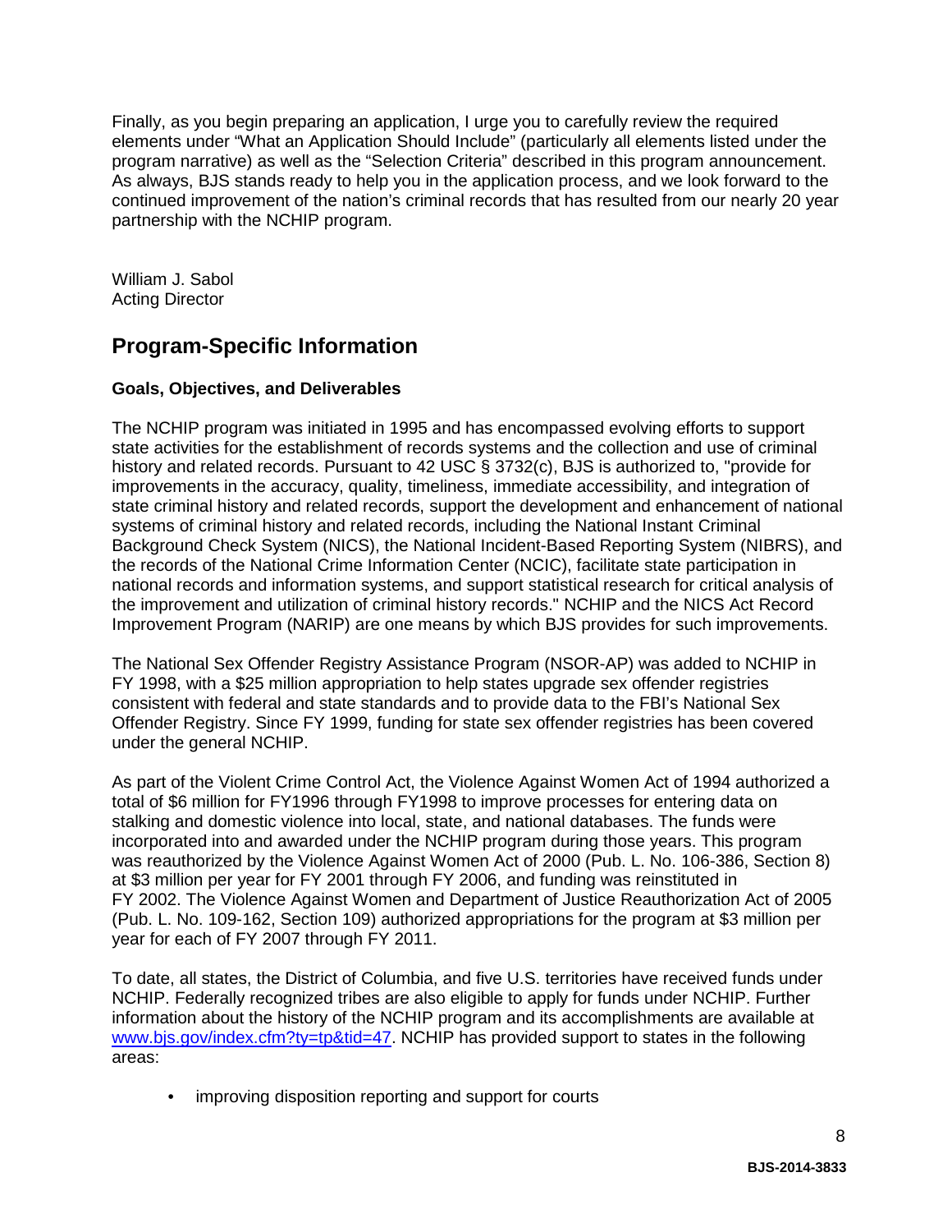Finally, as you begin preparing an application, I urge you to carefully review the required elements under "What an Application Should Include" (particularly all elements listed under the program narrative) as well as the "Selection Criteria" described in this program announcement. As always, BJS stands ready to help you in the application process, and we look forward to the continued improvement of the nation's criminal records that has resulted from our nearly 20 year partnership with the NCHIP program.

William J. Sabol
Acting Director

## Program-Specific Information

**Goals, Objectives, and Deliverables**

The NCHIP program was initiated in 1995 and has encompassed evolving efforts to support state activities for the establishment of records systems and the collection and use of criminal history and related records. Pursuant to 42 USC § 3732(c), BJS is authorized to, "provide for improvements in the accuracy, quality, timeliness, immediate accessibility, and integration of state criminal history and related records, support the development and enhancement of national systems of criminal history and related records, including the National Instant Criminal Background Check System (NICS), the National Incident-Based Reporting System (NIBRS), and the records of the National Crime Information Center (NCIC), facilitate state participation in national records and information systems, and support statistical research for critical analysis of the improvement and utilization of criminal history records." NCHIP and the NICS Act Record Improvement Program (NARIP) are one means by which BJS provides for such improvements.

The National Sex Offender Registry Assistance Program (NSOR-AP) was added to NCHIP in FY 1998, with a $25 million appropriation to help states upgrade sex offender registries consistent with federal and state standards and to provide data to the FBI's National Sex Offender Registry. Since FY 1999, funding for state sex offender registries has been covered under the general NCHIP.

As part of the Violent Crime Control Act, the Violence Against Women Act of 1994 authorized a total of $6 million for FY1996 through FY1998 to improve processes for entering data on stalking and domestic violence into local, state, and national databases. The funds were incorporated into and awarded under the NCHIP program during those years. This program was reauthorized by the Violence Against Women Act of 2000 (Pub. L. No. 106-386, Section 8) at $3 million per year for FY 2001 through FY 2006, and funding was reinstituted in FY 2002. The Violence Against Women and Department of Justice Reauthorization Act of 2005 (Pub. L. No. 109-162, Section 109) authorized appropriations for the program at $3 million per year for each of FY 2007 through FY 2011.

To date, all states, the District of Columbia, and five U.S. territories have received funds under NCHIP. Federally recognized tribes are also eligible to apply for funds under NCHIP. Further information about the history of the NCHIP program and its accomplishments are available at [www.bjs.gov/index.cfm?ty=tp&tid=47](www.bjs.gov/index.cfm?ty=tp&tid=47). NCHIP has provided support to states in the following areas:

- improving disposition reporting and support for courts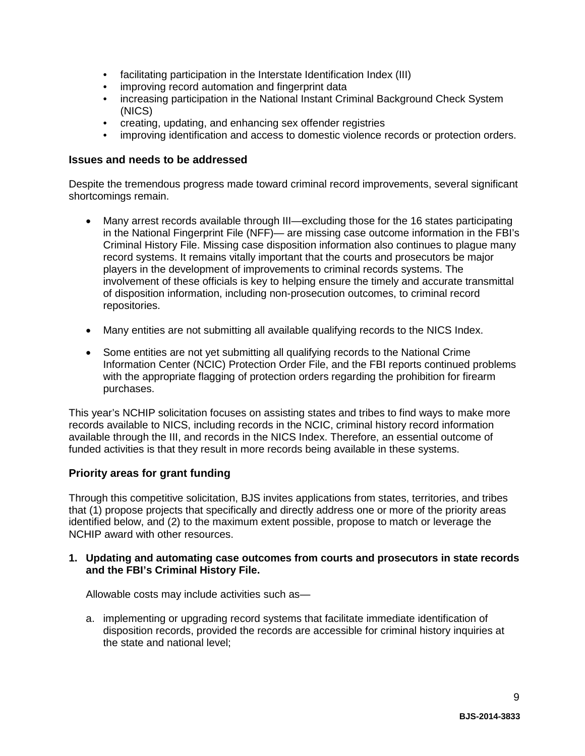- facilitating participation in the Interstate Identification Index (III)
- improving record automation and fingerprint data
- increasing participation in the National Instant Criminal Background Check System (NICS)
- creating, updating, and enhancing sex offender registries
- improving identification and access to domestic violence records or protection orders.

### Issues and needs to be addressed

Despite the tremendous progress made toward criminal record improvements, several significant shortcomings remain.

- Many arrest records available through III—excluding those for the 16 states participating in the National Fingerprint File (NFF)— are missing case outcome information in the FBI's Criminal History File. Missing case disposition information also continues to plague many record systems. It remains vitally important that the courts and prosecutors be major players in the development of improvements to criminal records systems. The involvement of these officials is key to helping ensure the timely and accurate transmittal of disposition information, including non-prosecution outcomes, to criminal record repositories.

- Many entities are not submitting all available qualifying records to the NICS Index.

- Some entities are not yet submitting all qualifying records to the National Crime Information Center (NCIC) Protection Order File, and the FBI reports continued problems with the appropriate flagging of protection orders regarding the prohibition for firearm purchases.

This year's NCHIP solicitation focuses on assisting states and tribes to find ways to make more records available to NICS, including records in the NCIC, criminal history record information available through the III, and records in the NICS Index. Therefore, an essential outcome of funded activities is that they result in more records being available in these systems.

### Priority areas for grant funding

Through this competitive solicitation, BJS invites applications from states, territories, and tribes that (1) propose projects that specifically and directly address one or more of the priority areas identified below, and (2) to the maximum extent possible, propose to match or leverage the NCHIP award with other resources.

**1. Updating and automating case outcomes from courts and prosecutors in state records and the FBI's Criminal History File.**

Allowable costs may include activities such as—

a. implementing or upgrading record systems that facilitate immediate identification of disposition records, provided the records are accessible for criminal history inquiries at the state and national level;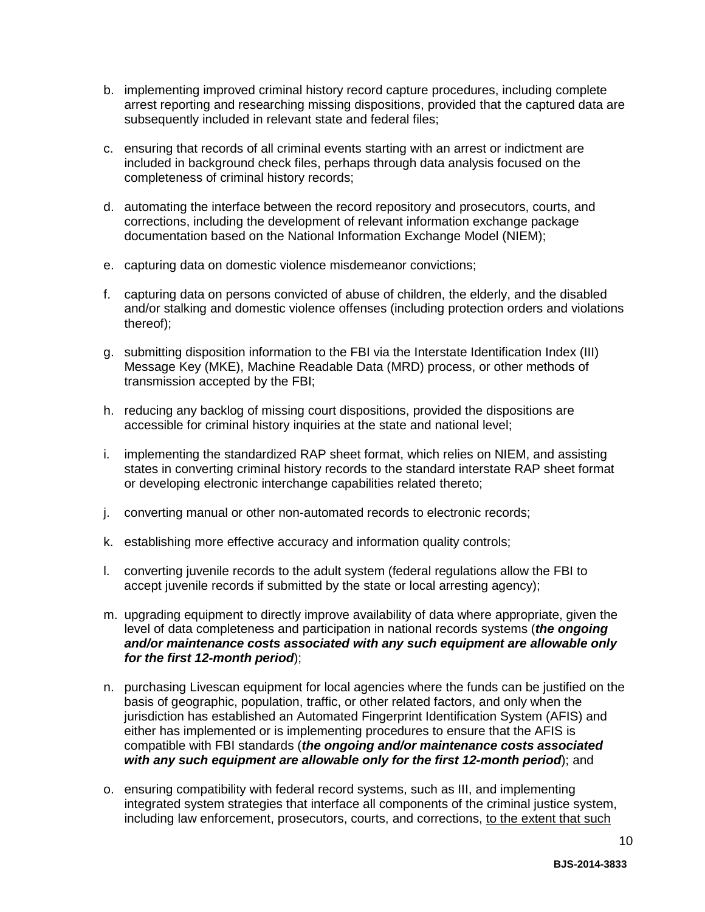b. implementing improved criminal history record capture procedures, including complete arrest reporting and researching missing dispositions, provided that the captured data are subsequently included in relevant state and federal files;

c. ensuring that records of all criminal events starting with an arrest or indictment are included in background check files, perhaps through data analysis focused on the completeness of criminal history records;

d. automating the interface between the record repository and prosecutors, courts, and corrections, including the development of relevant information exchange package documentation based on the National Information Exchange Model (NIEM);

e. capturing data on domestic violence misdemeanor convictions;

f. capturing data on persons convicted of abuse of children, the elderly, and the disabled and/or stalking and domestic violence offenses (including protection orders and violations thereof);

g. submitting disposition information to the FBI via the Interstate Identification Index (III) Message Key (MKE), Machine Readable Data (MRD) process, or other methods of transmission accepted by the FBI;

h. reducing any backlog of missing court dispositions, provided the dispositions are accessible for criminal history inquiries at the state and national level;

i. implementing the standardized RAP sheet format, which relies on NIEM, and assisting states in converting criminal history records to the standard interstate RAP sheet format or developing electronic interchange capabilities related thereto;

j. converting manual or other non-automated records to electronic records;

k. establishing more effective accuracy and information quality controls;

l. converting juvenile records to the adult system (federal regulations allow the FBI to accept juvenile records if submitted by the state or local arresting agency);

m. upgrading equipment to directly improve availability of data where appropriate, given the level of data completeness and participation in national records systems (***the ongoing and/or maintenance costs associated with any such equipment are allowable only for the first 12-month period***);

n. purchasing Livescan equipment for local agencies where the funds can be justified on the basis of geographic, population, traffic, or other related factors, and only when the jurisdiction has established an Automated Fingerprint Identification System (AFIS) and either has implemented or is implementing procedures to ensure that the AFIS is compatible with FBI standards (***the ongoing and/or maintenance costs associated with any such equipment are allowable only for the first 12-month period***); and

o. ensuring compatibility with federal record systems, such as III, and implementing integrated system strategies that interface all components of the criminal justice system, including law enforcement, prosecutors, courts, and corrections, <u>to the extent that such</u>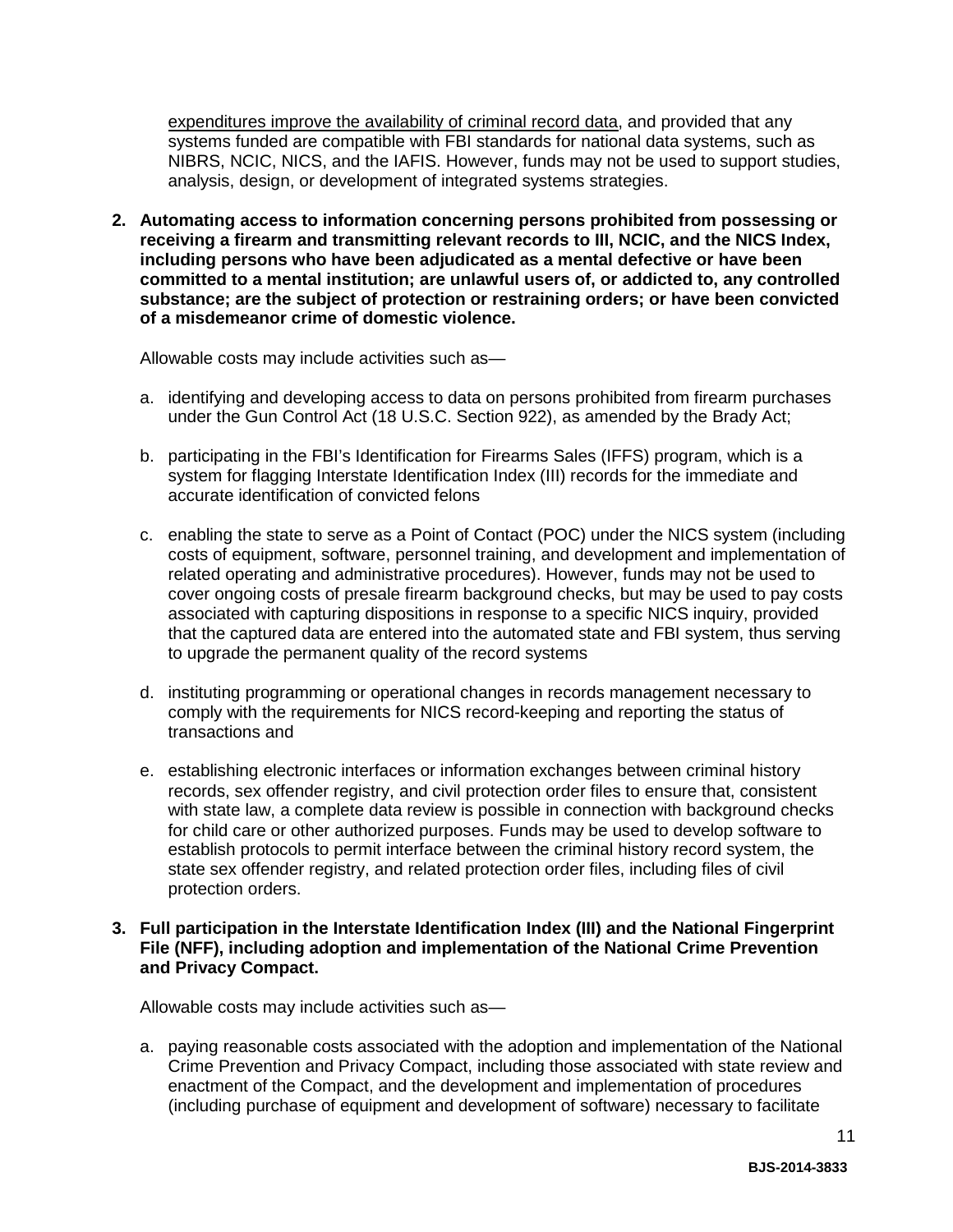expenditures improve the availability of criminal record data, and provided that any systems funded are compatible with FBI standards for national data systems, such as NIBRS, NCIC, NICS, and the IAFIS. However, funds may not be used to support studies, analysis, design, or development of integrated systems strategies.

2. **Automating access to information concerning persons prohibited from possessing or receiving a firearm and transmitting relevant records to III, NCIC, and the NICS Index, including persons who have been adjudicated as a mental defective or have been committed to a mental institution; are unlawful users of, or addicted to, any controlled substance; are the subject of protection or restraining orders; or have been convicted of a misdemeanor crime of domestic violence.**

   Allowable costs may include activities such as—

   a. identifying and developing access to data on persons prohibited from firearm purchases under the Gun Control Act (18 U.S.C. Section 922), as amended by the Brady Act;

   b. participating in the FBI's Identification for Firearms Sales (IFFS) program, which is a system for flagging Interstate Identification Index (III) records for the immediate and accurate identification of convicted felons

   c. enabling the state to serve as a Point of Contact (POC) under the NICS system (including costs of equipment, software, personnel training, and development and implementation of related operating and administrative procedures). However, funds may not be used to cover ongoing costs of presale firearm background checks, but may be used to pay costs associated with capturing dispositions in response to a specific NICS inquiry, provided that the captured data are entered into the automated state and FBI system, thus serving to upgrade the permanent quality of the record systems

   d. instituting programming or operational changes in records management necessary to comply with the requirements for NICS record-keeping and reporting the status of transactions and

   e. establishing electronic interfaces or information exchanges between criminal history records, sex offender registry, and civil protection order files to ensure that, consistent with state law, a complete data review is possible in connection with background checks for child care or other authorized purposes. Funds may be used to develop software to establish protocols to permit interface between the criminal history record system, the state sex offender registry, and related protection order files, including files of civil protection orders.

3. **Full participation in the Interstate Identification Index (III) and the National Fingerprint File (NFF), including adoption and implementation of the National Crime Prevention and Privacy Compact.**

   Allowable costs may include activities such as—

   a. paying reasonable costs associated with the adoption and implementation of the National Crime Prevention and Privacy Compact, including those associated with state review and enactment of the Compact, and the development and implementation of procedures (including purchase of equipment and development of software) necessary to facilitate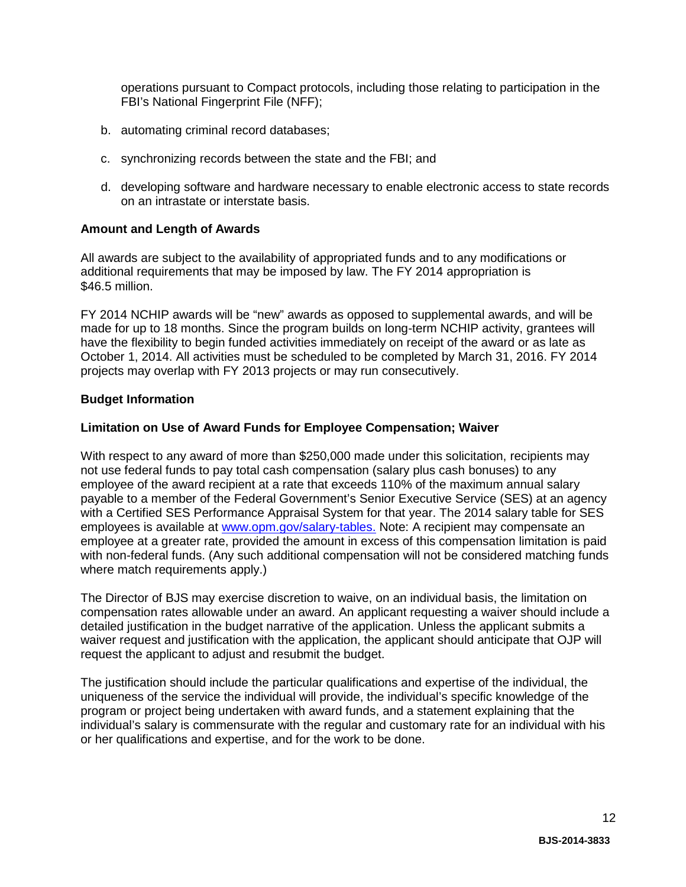operations pursuant to Compact protocols, including those relating to participation in the FBI's National Fingerprint File (NFF);

b. automating criminal record databases;

c. synchronizing records between the state and the FBI; and

d. developing software and hardware necessary to enable electronic access to state records on an intrastate or interstate basis.

**Amount and Length of Awards**

All awards are subject to the availability of appropriated funds and to any modifications or additional requirements that may be imposed by law. The FY 2014 appropriation is $46.5 million.

FY 2014 NCHIP awards will be "new" awards as opposed to supplemental awards, and will be made for up to 18 months. Since the program builds on long-term NCHIP activity, grantees will have the flexibility to begin funded activities immediately on receipt of the award or as late as October 1, 2014. All activities must be scheduled to be completed by March 31, 2016. FY 2014 projects may overlap with FY 2013 projects or may run consecutively.

**Budget Information**

**Limitation on Use of Award Funds for Employee Compensation; Waiver**

With respect to any award of more than $250,000 made under this solicitation, recipients may not use federal funds to pay total cash compensation (salary plus cash bonuses) to any employee of the award recipient at a rate that exceeds 110% of the maximum annual salary payable to a member of the Federal Government's Senior Executive Service (SES) at an agency with a Certified SES Performance Appraisal System for that year. The 2014 salary table for SES employees is available at [www.opm.gov/salary-tables.](http://www.opm.gov/salary-tables) Note: A recipient may compensate an employee at a greater rate, provided the amount in excess of this compensation limitation is paid with non-federal funds. (Any such additional compensation will not be considered matching funds where match requirements apply.)

The Director of BJS may exercise discretion to waive, on an individual basis, the limitation on compensation rates allowable under an award. An applicant requesting a waiver should include a detailed justification in the budget narrative of the application. Unless the applicant submits a waiver request and justification with the application, the applicant should anticipate that OJP will request the applicant to adjust and resubmit the budget.

The justification should include the particular qualifications and expertise of the individual, the uniqueness of the service the individual will provide, the individual's specific knowledge of the program or project being undertaken with award funds, and a statement explaining that the individual's salary is commensurate with the regular and customary rate for an individual with his or her qualifications and expertise, and for the work to be done.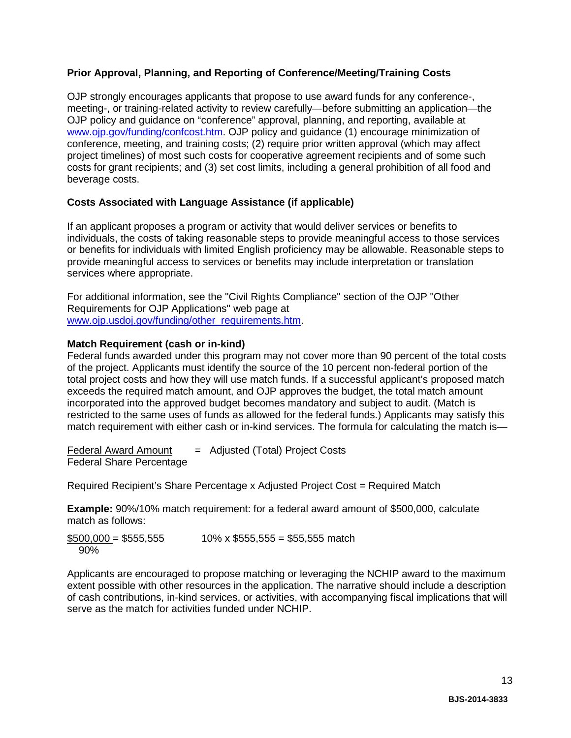### Prior Approval, Planning, and Reporting of Conference/Meeting/Training Costs

OJP strongly encourages applicants that propose to use award funds for any conference-, meeting-, or training-related activity to review carefully—before submitting an application—the OJP policy and guidance on "conference" approval, planning, and reporting, available at www.ojp.gov/funding/confcost.htm. OJP policy and guidance (1) encourage minimization of conference, meeting, and training costs; (2) require prior written approval (which may affect project timelines) of most such costs for cooperative agreement recipients and of some such costs for grant recipients; and (3) set cost limits, including a general prohibition of all food and beverage costs.

### Costs Associated with Language Assistance (if applicable)

If an applicant proposes a program or activity that would deliver services or benefits to individuals, the costs of taking reasonable steps to provide meaningful access to those services or benefits for individuals with limited English proficiency may be allowable. Reasonable steps to provide meaningful access to services or benefits may include interpretation or translation services where appropriate.

For additional information, see the "Civil Rights Compliance" section of the OJP "Other Requirements for OJP Applications" web page at www.ojp.usdoj.gov/funding/other_requirements.htm.

### Match Requirement (cash or in-kind)

Federal funds awarded under this program may not cover more than 90 percent of the total costs of the project. Applicants must identify the source of the 10 percent non-federal portion of the total project costs and how they will use match funds. If a successful applicant's proposed match exceeds the required match amount, and OJP approves the budget, the total match amount incorporated into the approved budget becomes mandatory and subject to audit. (Match is restricted to the same uses of funds as allowed for the federal funds.) Applicants may satisfy this match requirement with either cash or in-kind services. The formula for calculating the match is—

$$\frac{\text{Federal Award Amount}}{\text{Federal Share Percentage}} = \text{Adjusted (Total) Project Costs}$$

Required Recipient's Share Percentage x Adjusted Project Cost = Required Match

**Example:** 90%/10% match requirement: for a federal award amount of $500,000, calculate match as follows:

$$\frac{\$500{,}000}{90\%} = \$555{,}555 \qquad 10\% \times \$555{,}555 = \$55{,}555 \text{ match}$$

Applicants are encouraged to propose matching or leveraging the NCHIP award to the maximum extent possible with other resources in the application. The narrative should include a description of cash contributions, in-kind services, or activities, with accompanying fiscal implications that will serve as the match for activities funded under NCHIP.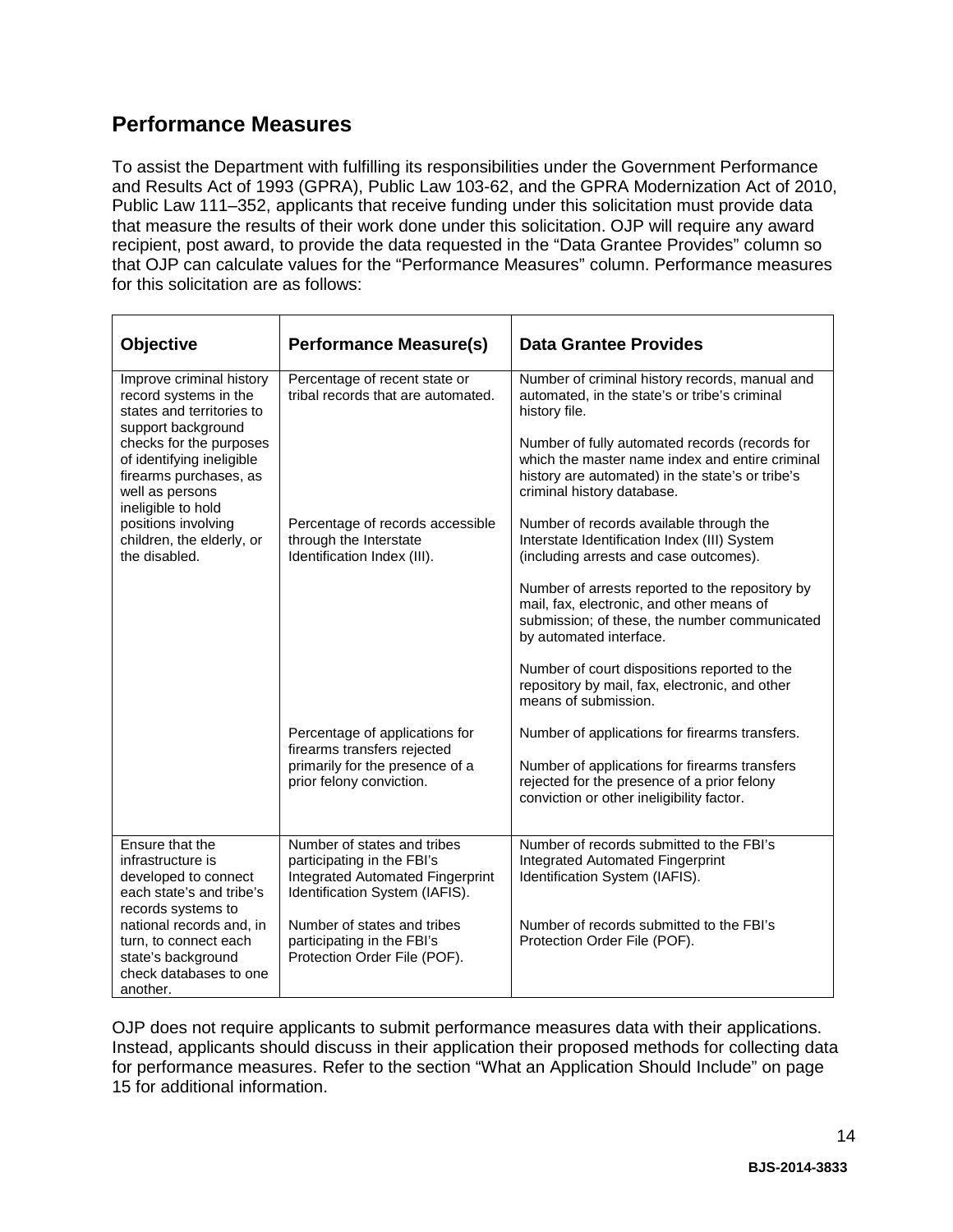## Performance Measures

To assist the Department with fulfilling its responsibilities under the Government Performance and Results Act of 1993 (GPRA), Public Law 103-62, and the GPRA Modernization Act of 2010, Public Law 111–352, applicants that receive funding under this solicitation must provide data that measure the results of their work done under this solicitation. OJP will require any award recipient, post award, to provide the data requested in the "Data Grantee Provides" column so that OJP can calculate values for the "Performance Measures" column. Performance measures for this solicitation are as follows:

| Objective | Performance Measure(s) | Data Grantee Provides |
|---|---|---|
| Improve criminal history record systems in the states and territories to support background checks for the purposes of identifying ineligible firearms purchases, as well as persons ineligible to hold positions involving children, the elderly, or the disabled. | Percentage of recent state or tribal records that are automated. | Number of criminal history records, manual and automated, in the state's or tribe's criminal history file.<br><br>Number of fully automated records (records for which the master name index and entire criminal history are automated) in the state's or tribe's criminal history database. |
| | Percentage of records accessible through the Interstate Identification Index (III). | Number of records available through the Interstate Identification Index (III) System (including arrests and case outcomes).<br><br>Number of arrests reported to the repository by mail, fax, electronic, and other means of submission; of these, the number communicated by automated interface.<br><br>Number of court dispositions reported to the repository by mail, fax, electronic, and other means of submission. |
| | Percentage of applications for firearms transfers rejected primarily for the presence of a prior felony conviction. | Number of applications for firearms transfers.<br><br>Number of applications for firearms transfers rejected for the presence of a prior felony conviction or other ineligibility factor. |
| Ensure that the infrastructure is developed to connect each state's and tribe's records systems to national records and, in turn, to connect each state's background check databases to one another. | Number of states and tribes participating in the FBI's Integrated Automated Fingerprint Identification System (IAFIS). | Number of records submitted to the FBI's Integrated Automated Fingerprint Identification System (IAFIS). |
| | Number of states and tribes participating in the FBI's Protection Order File (POF). | Number of records submitted to the FBI's Protection Order File (POF). |

OJP does not require applicants to submit performance measures data with their applications. Instead, applicants should discuss in their application their proposed methods for collecting data for performance measures. Refer to the section "What an Application Should Include" on page 15 for additional information.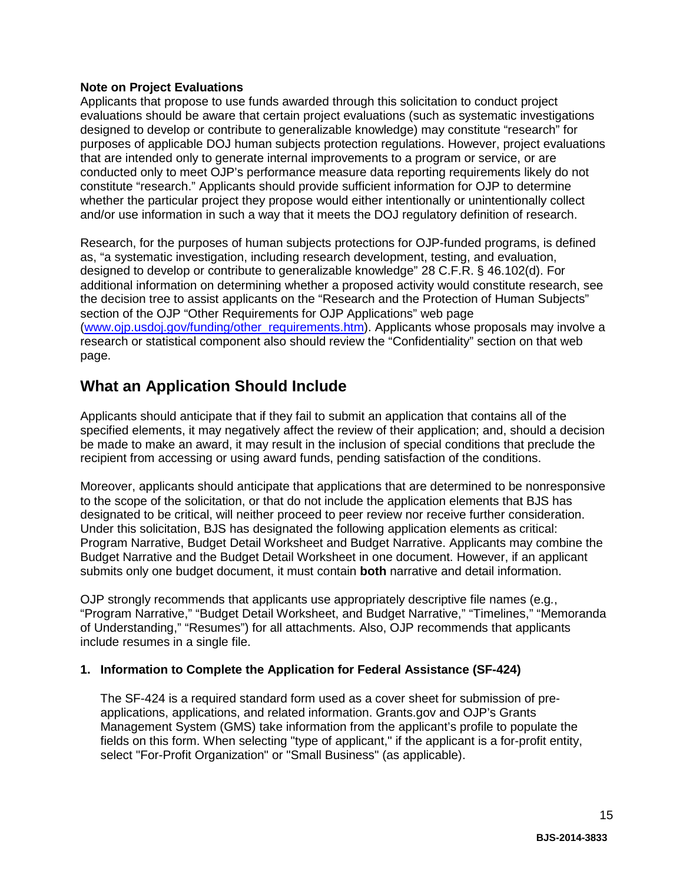**Note on Project Evaluations**

Applicants that propose to use funds awarded through this solicitation to conduct project evaluations should be aware that certain project evaluations (such as systematic investigations designed to develop or contribute to generalizable knowledge) may constitute "research" for purposes of applicable DOJ human subjects protection regulations. However, project evaluations that are intended only to generate internal improvements to a program or service, or are conducted only to meet OJP's performance measure data reporting requirements likely do not constitute "research." Applicants should provide sufficient information for OJP to determine whether the particular project they propose would either intentionally or unintentionally collect and/or use information in such a way that it meets the DOJ regulatory definition of research.

Research, for the purposes of human subjects protections for OJP-funded programs, is defined as, "a systematic investigation, including research development, testing, and evaluation, designed to develop or contribute to generalizable knowledge" 28 C.F.R. § 46.102(d). For additional information on determining whether a proposed activity would constitute research, see the decision tree to assist applicants on the "Research and the Protection of Human Subjects" section of the OJP "Other Requirements for OJP Applications" web page (www.ojp.usdoj.gov/funding/other_requirements.htm). Applicants whose proposals may involve a research or statistical component also should review the "Confidentiality" section on that web page.

## What an Application Should Include

Applicants should anticipate that if they fail to submit an application that contains all of the specified elements, it may negatively affect the review of their application; and, should a decision be made to make an award, it may result in the inclusion of special conditions that preclude the recipient from accessing or using award funds, pending satisfaction of the conditions.

Moreover, applicants should anticipate that applications that are determined to be nonresponsive to the scope of the solicitation, or that do not include the application elements that BJS has designated to be critical, will neither proceed to peer review nor receive further consideration. Under this solicitation, BJS has designated the following application elements as critical: Program Narrative, Budget Detail Worksheet and Budget Narrative. Applicants may combine the Budget Narrative and the Budget Detail Worksheet in one document. However, if an applicant submits only one budget document, it must contain **both** narrative and detail information.

OJP strongly recommends that applicants use appropriately descriptive file names (e.g., "Program Narrative," "Budget Detail Worksheet, and Budget Narrative," "Timelines," "Memoranda of Understanding," "Resumes") for all attachments. Also, OJP recommends that applicants include resumes in a single file.

**1. Information to Complete the Application for Federal Assistance (SF-424)**

The SF-424 is a required standard form used as a cover sheet for submission of pre-applications, applications, and related information. Grants.gov and OJP's Grants Management System (GMS) take information from the applicant's profile to populate the fields on this form. When selecting "type of applicant," if the applicant is a for-profit entity, select "For-Profit Organization" or "Small Business" (as applicable).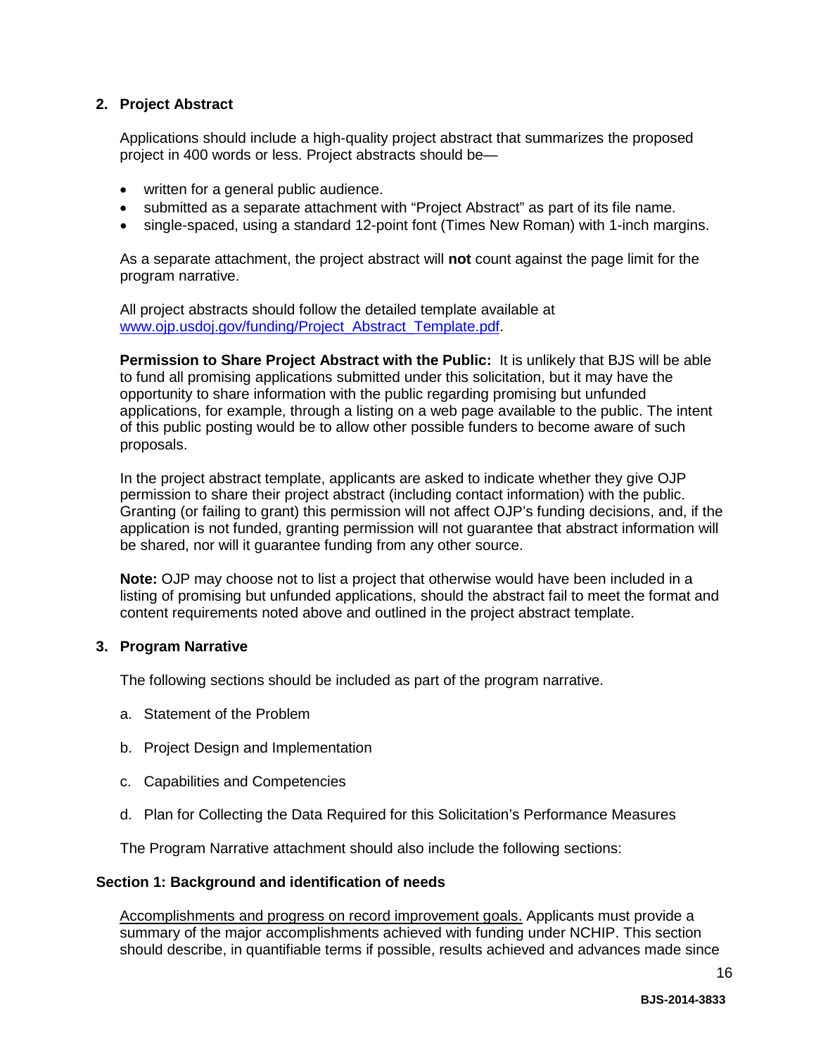## 2. Project Abstract

Applications should include a high-quality project abstract that summarizes the proposed project in 400 words or less. Project abstracts should be—

- written for a general public audience.
- submitted as a separate attachment with "Project Abstract" as part of its file name.
- single-spaced, using a standard 12-point font (Times New Roman) with 1-inch margins.

As a separate attachment, the project abstract will **not** count against the page limit for the program narrative.

All project abstracts should follow the detailed template available at [www.ojp.usdoj.gov/funding/Project_Abstract_Template.pdf](www.ojp.usdoj.gov/funding/Project_Abstract_Template.pdf).

**Permission to Share Project Abstract with the Public:** It is unlikely that BJS will be able to fund all promising applications submitted under this solicitation, but it may have the opportunity to share information with the public regarding promising but unfunded applications, for example, through a listing on a web page available to the public. The intent of this public posting would be to allow other possible funders to become aware of such proposals.

In the project abstract template, applicants are asked to indicate whether they give OJP permission to share their project abstract (including contact information) with the public. Granting (or failing to grant) this permission will not affect OJP's funding decisions, and, if the application is not funded, granting permission will not guarantee that abstract information will be shared, nor will it guarantee funding from any other source.

**Note:** OJP may choose not to list a project that otherwise would have been included in a listing of promising but unfunded applications, should the abstract fail to meet the format and content requirements noted above and outlined in the project abstract template.

## 3. Program Narrative

The following sections should be included as part of the program narrative.

a. Statement of the Problem

b. Project Design and Implementation

c. Capabilities and Competencies

d. Plan for Collecting the Data Required for this Solicitation's Performance Measures

The Program Narrative attachment should also include the following sections:

### Section 1: Background and identification of needs

<u>Accomplishments and progress on record improvement goals.</u> Applicants must provide a summary of the major accomplishments achieved with funding under NCHIP. This section should describe, in quantifiable terms if possible, results achieved and advances made since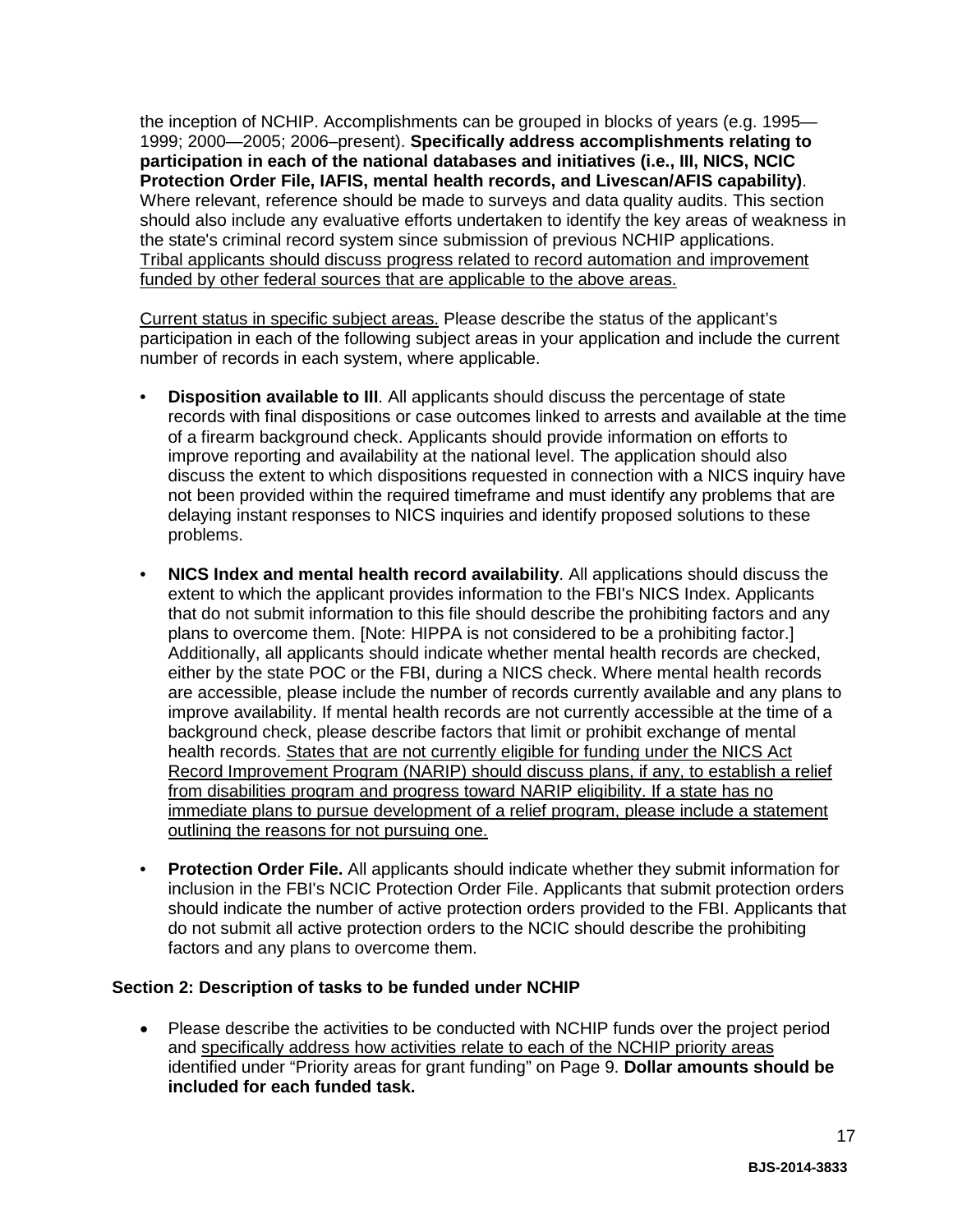the inception of NCHIP. Accomplishments can be grouped in blocks of years (e.g. 1995—1999; 2000—2005; 2006–present). **Specifically address accomplishments relating to participation in each of the national databases and initiatives (i.e., III, NICS, NCIC Protection Order File, IAFIS, mental health records, and Livescan/AFIS capability)**. Where relevant, reference should be made to surveys and data quality audits. This section should also include any evaluative efforts undertaken to identify the key areas of weakness in the state's criminal record system since submission of previous NCHIP applications. <u>Tribal applicants should discuss progress related to record automation and improvement funded by other federal sources that are applicable to the above areas.</u>

<u>Current status in specific subject areas.</u> Please describe the status of the applicant's participation in each of the following subject areas in your application and include the current number of records in each system, where applicable.

- **Disposition available to III**. All applicants should discuss the percentage of state records with final dispositions or case outcomes linked to arrests and available at the time of a firearm background check. Applicants should provide information on efforts to improve reporting and availability at the national level. The application should also discuss the extent to which dispositions requested in connection with a NICS inquiry have not been provided within the required timeframe and must identify any problems that are delaying instant responses to NICS inquiries and identify proposed solutions to these problems.

- **NICS Index and mental health record availability**. All applications should discuss the extent to which the applicant provides information to the FBI's NICS Index. Applicants that do not submit information to this file should describe the prohibiting factors and any plans to overcome them. [Note: HIPPA is not considered to be a prohibiting factor.] Additionally, all applicants should indicate whether mental health records are checked, either by the state POC or the FBI, during a NICS check. Where mental health records are accessible, please include the number of records currently available and any plans to improve availability. If mental health records are not currently accessible at the time of a background check, please describe factors that limit or prohibit exchange of mental health records. <u>States that are not currently eligible for funding under the NICS Act Record Improvement Program (NARIP) should discuss plans, if any, to establish a relief from disabilities program and progress toward NARIP eligibility. If a state has no immediate plans to pursue development of a relief program, please include a statement outlining the reasons for not pursuing one.</u>

- **Protection Order File.** All applicants should indicate whether they submit information for inclusion in the FBI's NCIC Protection Order File. Applicants that submit protection orders should indicate the number of active protection orders provided to the FBI. Applicants that do not submit all active protection orders to the NCIC should describe the prohibiting factors and any plans to overcome them.

**Section 2: Description of tasks to be funded under NCHIP**

- Please describe the activities to be conducted with NCHIP funds over the project period and <u>specifically address how activities relate to each of the NCHIP priority areas</u> identified under "Priority areas for grant funding" on Page 9. **Dollar amounts should be included for each funded task.**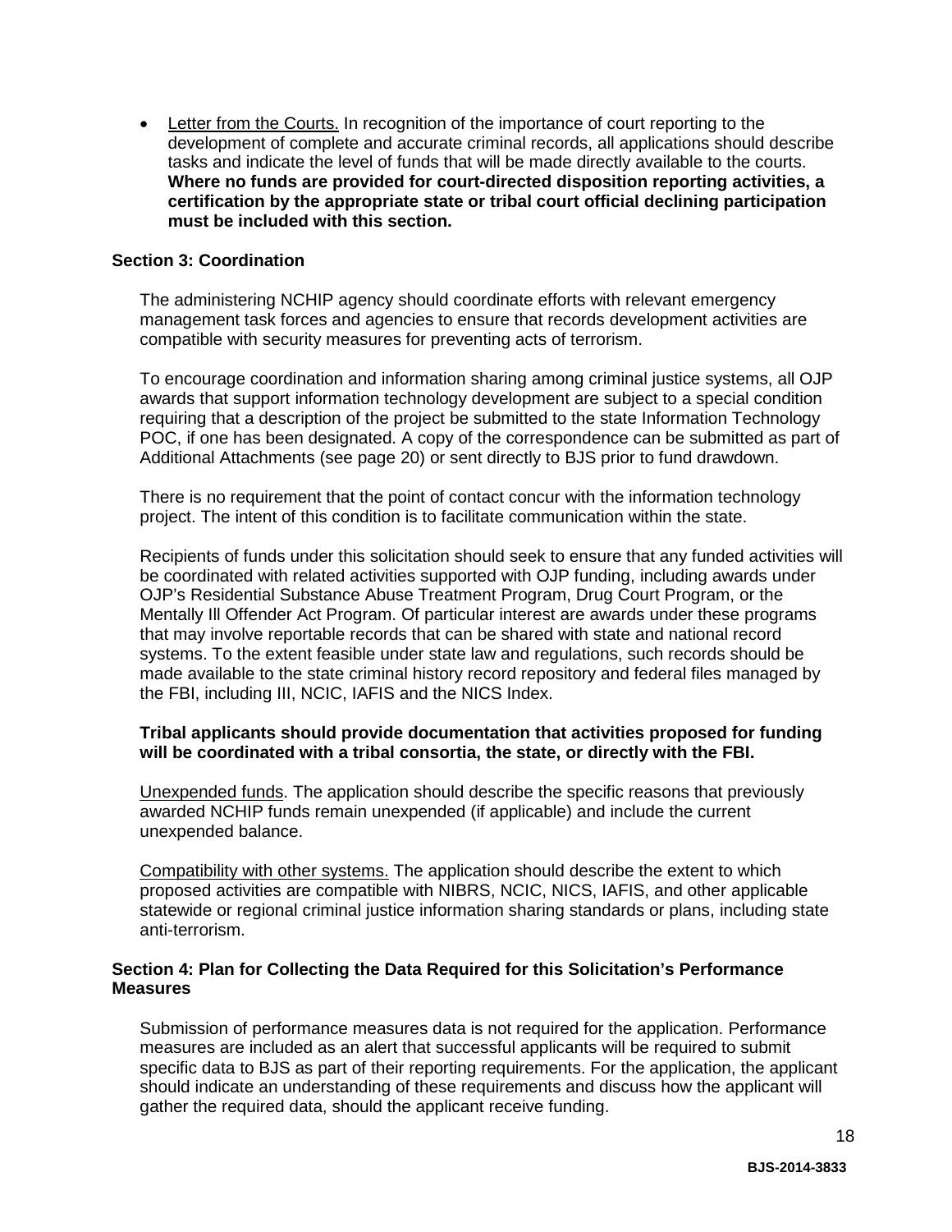- Letter from the Courts. In recognition of the importance of court reporting to the development of complete and accurate criminal records, all applications should describe tasks and indicate the level of funds that will be made directly available to the courts. **Where no funds are provided for court-directed disposition reporting activities, a certification by the appropriate state or tribal court official declining participation must be included with this section.**

**Section 3: Coordination**

The administering NCHIP agency should coordinate efforts with relevant emergency management task forces and agencies to ensure that records development activities are compatible with security measures for preventing acts of terrorism.

To encourage coordination and information sharing among criminal justice systems, all OJP awards that support information technology development are subject to a special condition requiring that a description of the project be submitted to the state Information Technology POC, if one has been designated. A copy of the correspondence can be submitted as part of Additional Attachments (see page 20) or sent directly to BJS prior to fund drawdown.

There is no requirement that the point of contact concur with the information technology project. The intent of this condition is to facilitate communication within the state.

Recipients of funds under this solicitation should seek to ensure that any funded activities will be coordinated with related activities supported with OJP funding, including awards under OJP's Residential Substance Abuse Treatment Program, Drug Court Program, or the Mentally Ill Offender Act Program. Of particular interest are awards under these programs that may involve reportable records that can be shared with state and national record systems. To the extent feasible under state law and regulations, such records should be made available to the state criminal history record repository and federal files managed by the FBI, including III, NCIC, IAFIS and the NICS Index.

**Tribal applicants should provide documentation that activities proposed for funding will be coordinated with a tribal consortia, the state, or directly with the FBI.**

Unexpended funds. The application should describe the specific reasons that previously awarded NCHIP funds remain unexpended (if applicable) and include the current unexpended balance.

Compatibility with other systems. The application should describe the extent to which proposed activities are compatible with NIBRS, NCIC, NICS, IAFIS, and other applicable statewide or regional criminal justice information sharing standards or plans, including state anti-terrorism.

**Section 4: Plan for Collecting the Data Required for this Solicitation's Performance Measures**

Submission of performance measures data is not required for the application. Performance measures are included as an alert that successful applicants will be required to submit specific data to BJS as part of their reporting requirements. For the application, the applicant should indicate an understanding of these requirements and discuss how the applicant will gather the required data, should the applicant receive funding.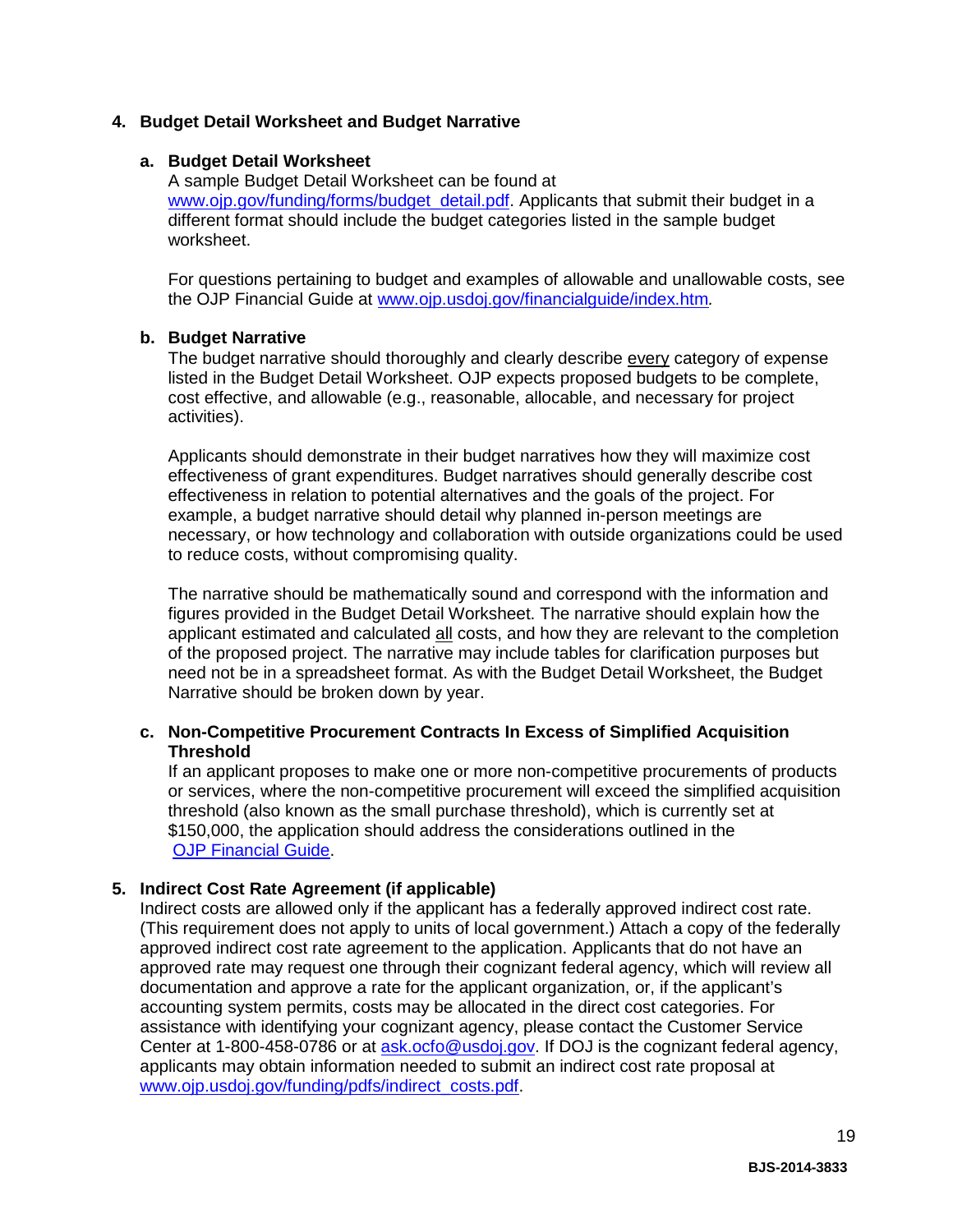### 4. Budget Detail Worksheet and Budget Narrative

#### a. Budget Detail Worksheet

A sample Budget Detail Worksheet can be found at www.ojp.gov/funding/forms/budget_detail.pdf. Applicants that submit their budget in a different format should include the budget categories listed in the sample budget worksheet.

For questions pertaining to budget and examples of allowable and unallowable costs, see the OJP Financial Guide at www.ojp.usdoj.gov/financialguide/index.htm*.*

#### b. Budget Narrative

The budget narrative should thoroughly and clearly describe every category of expense listed in the Budget Detail Worksheet. OJP expects proposed budgets to be complete, cost effective, and allowable (e.g., reasonable, allocable, and necessary for project activities).

Applicants should demonstrate in their budget narratives how they will maximize cost effectiveness of grant expenditures. Budget narratives should generally describe cost effectiveness in relation to potential alternatives and the goals of the project. For example, a budget narrative should detail why planned in-person meetings are necessary, or how technology and collaboration with outside organizations could be used to reduce costs, without compromising quality.

The narrative should be mathematically sound and correspond with the information and figures provided in the Budget Detail Worksheet. The narrative should explain how the applicant estimated and calculated all costs, and how they are relevant to the completion of the proposed project. The narrative may include tables for clarification purposes but need not be in a spreadsheet format. As with the Budget Detail Worksheet, the Budget Narrative should be broken down by year.

#### c. Non-Competitive Procurement Contracts In Excess of Simplified Acquisition Threshold

If an applicant proposes to make one or more non-competitive procurements of products or services, where the non-competitive procurement will exceed the simplified acquisition threshold (also known as the small purchase threshold), which is currently set at $150,000, the application should address the considerations outlined in the OJP Financial Guide.

### 5. Indirect Cost Rate Agreement (if applicable)

Indirect costs are allowed only if the applicant has a federally approved indirect cost rate. (This requirement does not apply to units of local government.) Attach a copy of the federally approved indirect cost rate agreement to the application. Applicants that do not have an approved rate may request one through their cognizant federal agency, which will review all documentation and approve a rate for the applicant organization, or, if the applicant's accounting system permits, costs may be allocated in the direct cost categories. For assistance with identifying your cognizant agency, please contact the Customer Service Center at 1-800-458-0786 or at ask.ocfo@usdoj.gov. If DOJ is the cognizant federal agency, applicants may obtain information needed to submit an indirect cost rate proposal at www.ojp.usdoj.gov/funding/pdfs/indirect_costs.pdf.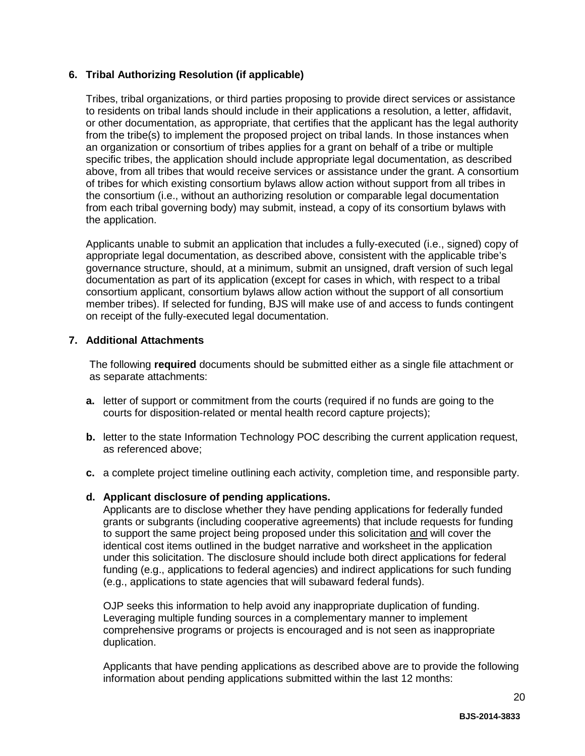**6. Tribal Authorizing Resolution (if applicable)**

Tribes, tribal organizations, or third parties proposing to provide direct services or assistance to residents on tribal lands should include in their applications a resolution, a letter, affidavit, or other documentation, as appropriate, that certifies that the applicant has the legal authority from the tribe(s) to implement the proposed project on tribal lands. In those instances when an organization or consortium of tribes applies for a grant on behalf of a tribe or multiple specific tribes, the application should include appropriate legal documentation, as described above, from all tribes that would receive services or assistance under the grant. A consortium of tribes for which existing consortium bylaws allow action without support from all tribes in the consortium (i.e., without an authorizing resolution or comparable legal documentation from each tribal governing body) may submit, instead, a copy of its consortium bylaws with the application.

Applicants unable to submit an application that includes a fully-executed (i.e., signed) copy of appropriate legal documentation, as described above, consistent with the applicable tribe's governance structure, should, at a minimum, submit an unsigned, draft version of such legal documentation as part of its application (except for cases in which, with respect to a tribal consortium applicant, consortium bylaws allow action without the support of all consortium member tribes). If selected for funding, BJS will make use of and access to funds contingent on receipt of the fully-executed legal documentation.

**7. Additional Attachments**

The following **required** documents should be submitted either as a single file attachment or as separate attachments:

**a.** letter of support or commitment from the courts (required if no funds are going to the courts for disposition-related or mental health record capture projects);

**b.** letter to the state Information Technology POC describing the current application request, as referenced above;

**c.** a complete project timeline outlining each activity, completion time, and responsible party.

**d. Applicant disclosure of pending applications.**
Applicants are to disclose whether they have pending applications for federally funded grants or subgrants (including cooperative agreements) that include requests for funding to support the same project being proposed under this solicitation and will cover the identical cost items outlined in the budget narrative and worksheet in the application under this solicitation. The disclosure should include both direct applications for federal funding (e.g., applications to federal agencies) and indirect applications for such funding (e.g., applications to state agencies that will subaward federal funds).

OJP seeks this information to help avoid any inappropriate duplication of funding. Leveraging multiple funding sources in a complementary manner to implement comprehensive programs or projects is encouraged and is not seen as inappropriate duplication.

Applicants that have pending applications as described above are to provide the following information about pending applications submitted within the last 12 months: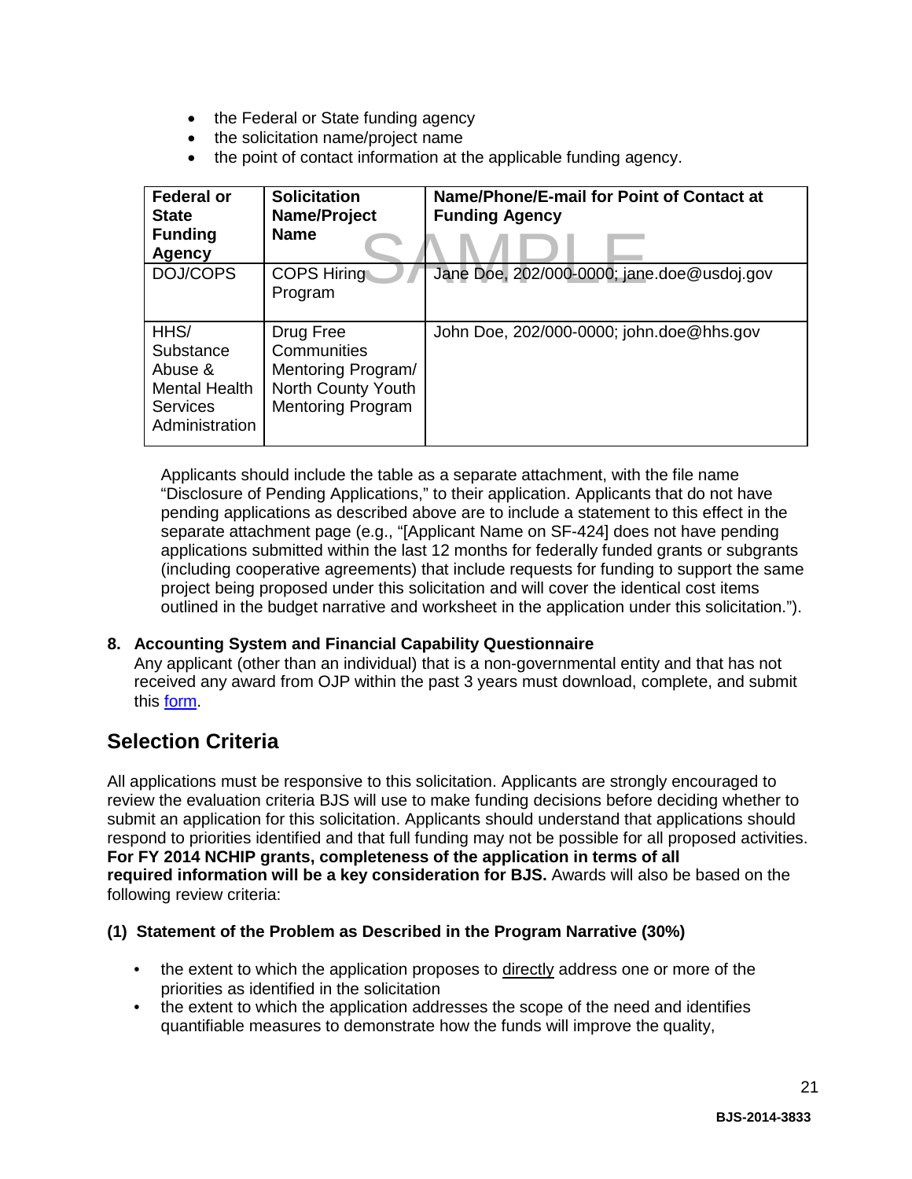- the Federal or State funding agency
- the solicitation name/project name
- the point of contact information at the applicable funding agency.

| Federal or State Funding Agency | Solicitation Name/Project Name | Name/Phone/E-mail for Point of Contact at Funding Agency |
|---|---|---|
| DOJ/COPS | COPS Hiring Program | Jane Doe, 202/000-0000; jane.doe@usdoj.gov |
| HHS/ Substance Abuse & Mental Health Services Administration | Drug Free Communities Mentoring Program/ North County Youth Mentoring Program | John Doe, 202/000-0000; john.doe@hhs.gov |

Applicants should include the table as a separate attachment, with the file name "Disclosure of Pending Applications," to their application. Applicants that do not have pending applications as described above are to include a statement to this effect in the separate attachment page (e.g., "[Applicant Name on SF-424] does not have pending applications submitted within the last 12 months for federally funded grants or subgrants (including cooperative agreements) that include requests for funding to support the same project being proposed under this solicitation and will cover the identical cost items outlined in the budget narrative and worksheet in the application under this solicitation.").

**8. Accounting System and Financial Capability Questionnaire**

Any applicant (other than an individual) that is a non-governmental entity and that has not received any award from OJP within the past 3 years must download, complete, and submit this form.

## Selection Criteria

All applications must be responsive to this solicitation. Applicants are strongly encouraged to review the evaluation criteria BJS will use to make funding decisions before deciding whether to submit an application for this solicitation. Applicants should understand that applications should respond to priorities identified and that full funding may not be possible for all proposed activities. **For FY 2014 NCHIP grants, completeness of the application in terms of all required information will be a key consideration for BJS.** Awards will also be based on the following review criteria:

**(1) Statement of the Problem as Described in the Program Narrative (30%)**

- the extent to which the application proposes to directly address one or more of the priorities as identified in the solicitation
- the extent to which the application addresses the scope of the need and identifies quantifiable measures to demonstrate how the funds will improve the quality,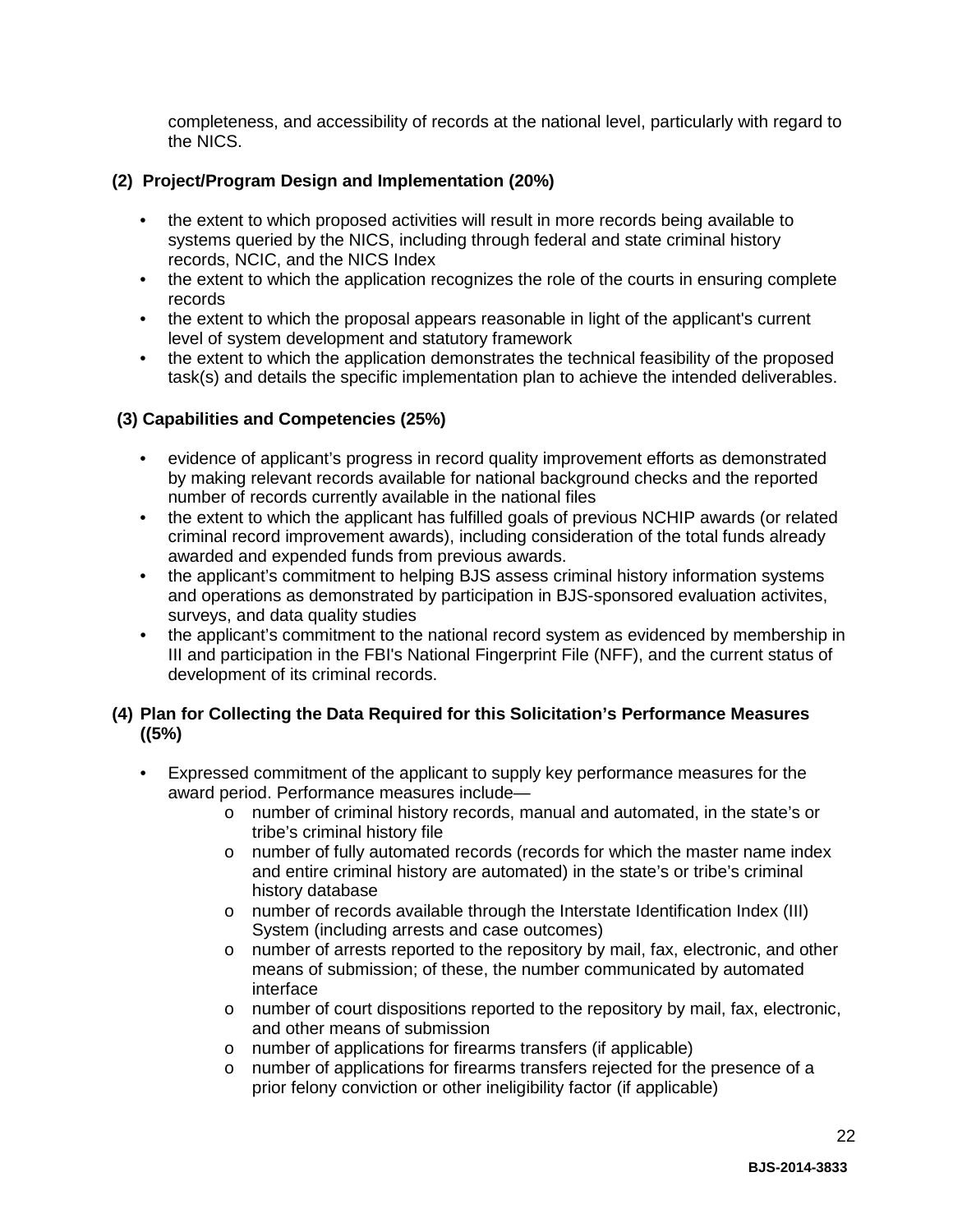completeness, and accessibility of records at the national level, particularly with regard to the NICS.

**(2) Project/Program Design and Implementation (20%)**

- the extent to which proposed activities will result in more records being available to systems queried by the NICS, including through federal and state criminal history records, NCIC, and the NICS Index
- the extent to which the application recognizes the role of the courts in ensuring complete records
- the extent to which the proposal appears reasonable in light of the applicant's current level of system development and statutory framework
- the extent to which the application demonstrates the technical feasibility of the proposed task(s) and details the specific implementation plan to achieve the intended deliverables.

**(3) Capabilities and Competencies (25%)**

- evidence of applicant's progress in record quality improvement efforts as demonstrated by making relevant records available for national background checks and the reported number of records currently available in the national files
- the extent to which the applicant has fulfilled goals of previous NCHIP awards (or related criminal record improvement awards), including consideration of the total funds already awarded and expended funds from previous awards.
- the applicant's commitment to helping BJS assess criminal history information systems and operations as demonstrated by participation in BJS-sponsored evaluation activites, surveys, and data quality studies
- the applicant's commitment to the national record system as evidenced by membership in III and participation in the FBI's National Fingerprint File (NFF), and the current status of development of its criminal records.

**(4) Plan for Collecting the Data Required for this Solicitation's Performance Measures ((5%)**

- Expressed commitment of the applicant to supply key performance measures for the award period. Performance measures include—
  - number of criminal history records, manual and automated, in the state's or tribe's criminal history file
  - number of fully automated records (records for which the master name index and entire criminal history are automated) in the state's or tribe's criminal history database
  - number of records available through the Interstate Identification Index (III) System (including arrests and case outcomes)
  - number of arrests reported to the repository by mail, fax, electronic, and other means of submission; of these, the number communicated by automated interface
  - number of court dispositions reported to the repository by mail, fax, electronic, and other means of submission
  - number of applications for firearms transfers (if applicable)
  - number of applications for firearms transfers rejected for the presence of a prior felony conviction or other ineligibility factor (if applicable)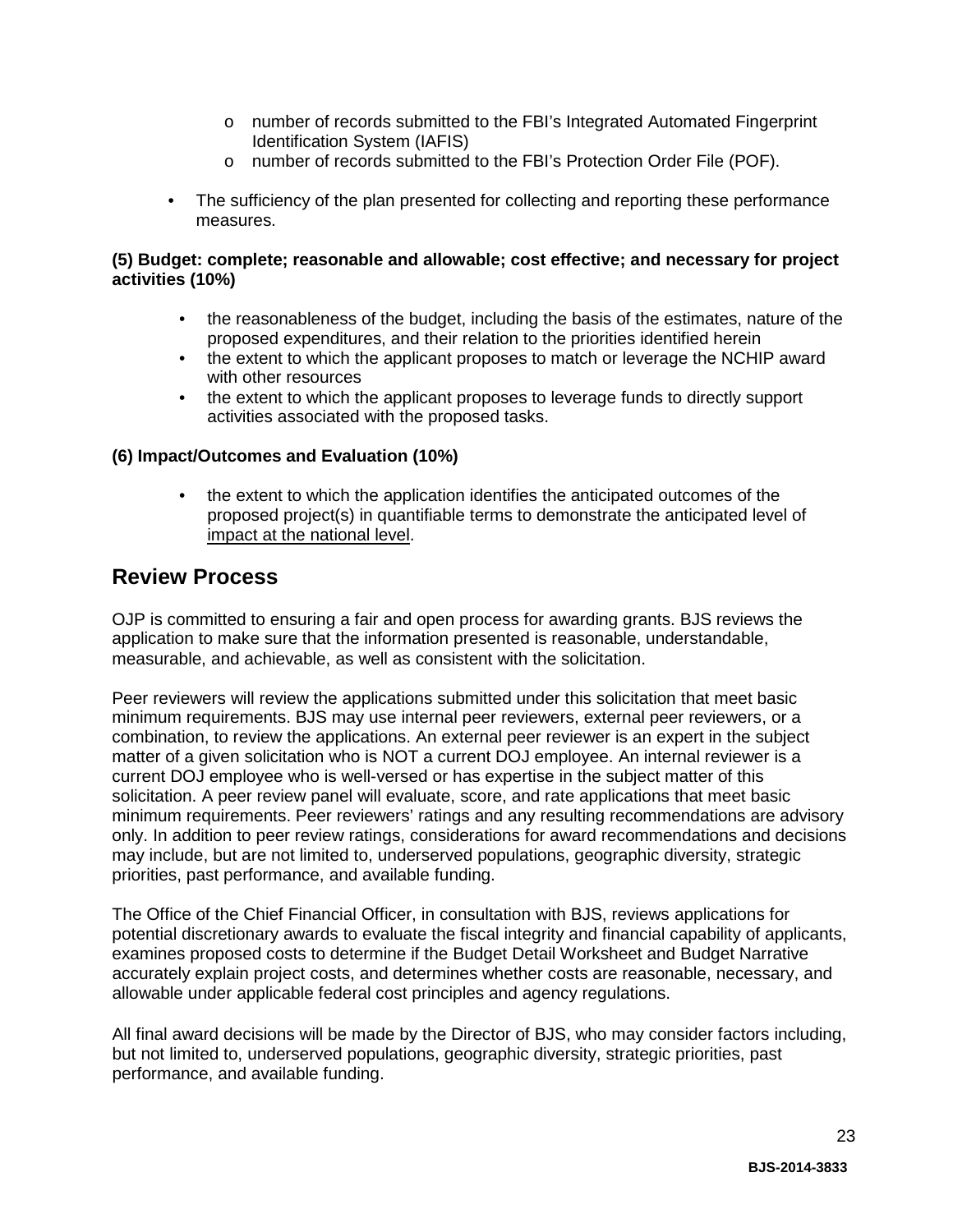- number of records submitted to the FBI's Integrated Automated Fingerprint Identification System (IAFIS)
- number of records submitted to the FBI's Protection Order File (POF).

- The sufficiency of the plan presented for collecting and reporting these performance measures.

**(5) Budget: complete; reasonable and allowable; cost effective; and necessary for project activities (10%)**

- the reasonableness of the budget, including the basis of the estimates, nature of the proposed expenditures, and their relation to the priorities identified herein
- the extent to which the applicant proposes to match or leverage the NCHIP award with other resources
- the extent to which the applicant proposes to leverage funds to directly support activities associated with the proposed tasks.

**(6) Impact/Outcomes and Evaluation (10%)**

- the extent to which the application identifies the anticipated outcomes of the proposed project(s) in quantifiable terms to demonstrate the anticipated level of impact at the national level.

## Review Process

OJP is committed to ensuring a fair and open process for awarding grants. BJS reviews the application to make sure that the information presented is reasonable, understandable, measurable, and achievable, as well as consistent with the solicitation.

Peer reviewers will review the applications submitted under this solicitation that meet basic minimum requirements. BJS may use internal peer reviewers, external peer reviewers, or a combination, to review the applications. An external peer reviewer is an expert in the subject matter of a given solicitation who is NOT a current DOJ employee. An internal reviewer is a current DOJ employee who is well-versed or has expertise in the subject matter of this solicitation. A peer review panel will evaluate, score, and rate applications that meet basic minimum requirements. Peer reviewers' ratings and any resulting recommendations are advisory only. In addition to peer review ratings, considerations for award recommendations and decisions may include, but are not limited to, underserved populations, geographic diversity, strategic priorities, past performance, and available funding.

The Office of the Chief Financial Officer, in consultation with BJS, reviews applications for potential discretionary awards to evaluate the fiscal integrity and financial capability of applicants, examines proposed costs to determine if the Budget Detail Worksheet and Budget Narrative accurately explain project costs, and determines whether costs are reasonable, necessary, and allowable under applicable federal cost principles and agency regulations.

All final award decisions will be made by the Director of BJS, who may consider factors including, but not limited to, underserved populations, geographic diversity, strategic priorities, past performance, and available funding.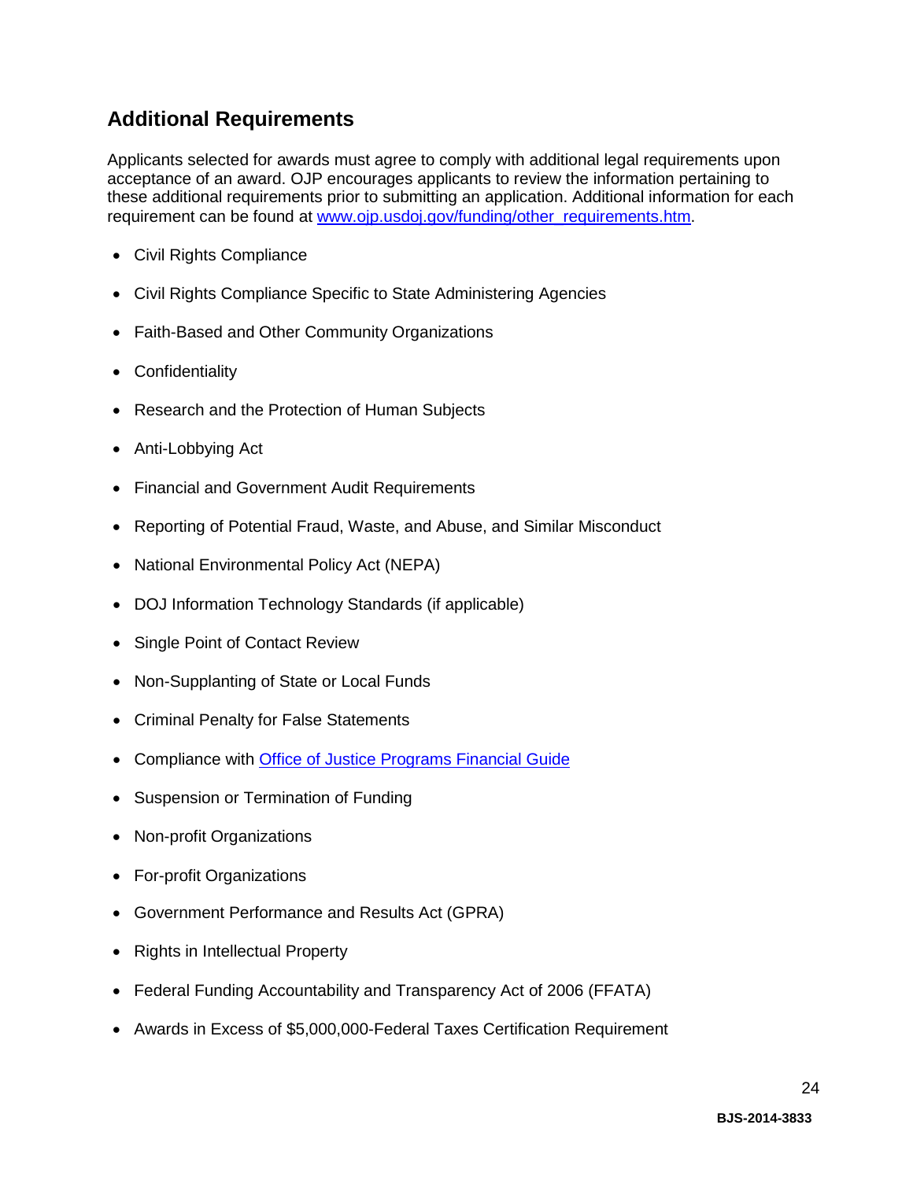## Additional Requirements

Applicants selected for awards must agree to comply with additional legal requirements upon acceptance of an award. OJP encourages applicants to review the information pertaining to these additional requirements prior to submitting an application. Additional information for each requirement can be found at [www.ojp.usdoj.gov/funding/other_requirements.htm](www.ojp.usdoj.gov/funding/other_requirements.htm).

- Civil Rights Compliance
- Civil Rights Compliance Specific to State Administering Agencies
- Faith-Based and Other Community Organizations
- Confidentiality
- Research and the Protection of Human Subjects
- Anti-Lobbying Act
- Financial and Government Audit Requirements
- Reporting of Potential Fraud, Waste, and Abuse, and Similar Misconduct
- National Environmental Policy Act (NEPA)
- DOJ Information Technology Standards (if applicable)
- Single Point of Contact Review
- Non-Supplanting of State or Local Funds
- Criminal Penalty for False Statements
- Compliance with Office of Justice Programs Financial Guide
- Suspension or Termination of Funding
- Non-profit Organizations
- For-profit Organizations
- Government Performance and Results Act (GPRA)
- Rights in Intellectual Property
- Federal Funding Accountability and Transparency Act of 2006 (FFATA)
- Awards in Excess of $5,000,000-Federal Taxes Certification Requirement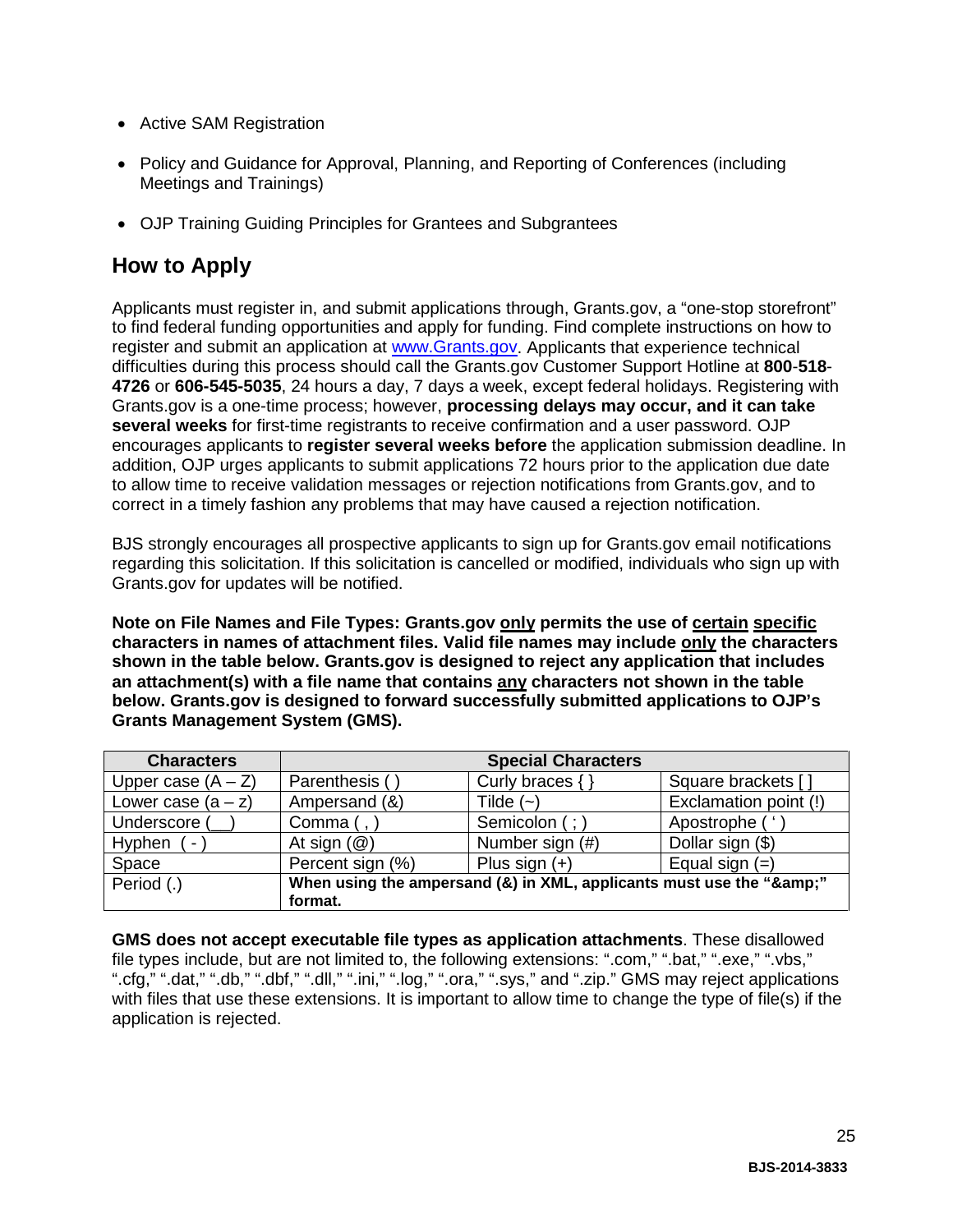- Active SAM Registration
- Policy and Guidance for Approval, Planning, and Reporting of Conferences (including Meetings and Trainings)
- OJP Training Guiding Principles for Grantees and Subgrantees

## How to Apply

Applicants must register in, and submit applications through, Grants.gov, a "one-stop storefront" to find federal funding opportunities and apply for funding. Find complete instructions on how to register and submit an application at [www.Grants.gov](www.Grants.gov). Applicants that experience technical difficulties during this process should call the Grants.gov Customer Support Hotline at **800-518-4726** or **606-545-5035**, 24 hours a day, 7 days a week, except federal holidays. Registering with Grants.gov is a one-time process; however, **processing delays may occur, and it can take several weeks** for first-time registrants to receive confirmation and a user password. OJP encourages applicants to **register several weeks before** the application submission deadline. In addition, OJP urges applicants to submit applications 72 hours prior to the application due date to allow time to receive validation messages or rejection notifications from Grants.gov, and to correct in a timely fashion any problems that may have caused a rejection notification.

BJS strongly encourages all prospective applicants to sign up for Grants.gov email notifications regarding this solicitation. If this solicitation is cancelled or modified, individuals who sign up with Grants.gov for updates will be notified.

**Note on File Names and File Types: Grants.gov only permits the use of certain specific characters in names of attachment files. Valid file names may include only the characters shown in the table below. Grants.gov is designed to reject any application that includes an attachment(s) with a file name that contains any characters not shown in the table below. Grants.gov is designed to forward successfully submitted applications to OJP's Grants Management System (GMS).**

| Characters | Special Characters | | |
|---|---|---|---|
| Upper case (A – Z) | Parenthesis ( ) | Curly braces { } | Square brackets [ ] |
| Lower case (a – z) | Ampersand (&) | Tilde (~) | Exclamation point (!) |
| Underscore (__) | Comma ( , ) | Semicolon ( ; ) | Apostrophe ( ' ) |
| Hyphen ( - ) | At sign (@) | Number sign (#) | Dollar sign ($) |
| Space | Percent sign (%) | Plus sign (+) | Equal sign (=) |
| Period (.) | **When using the ampersand (&) in XML, applicants must use the "&amp;" format.** | | |

**GMS does not accept executable file types as application attachments**. These disallowed file types include, but are not limited to, the following extensions: ".com," ".bat," ".exe," ".vbs," ".cfg," ".dat," ".db," ".dbf," ".dll," ".ini," ".log," ".ora," ".sys," and ".zip." GMS may reject applications with files that use these extensions. It is important to allow time to change the type of file(s) if the application is rejected.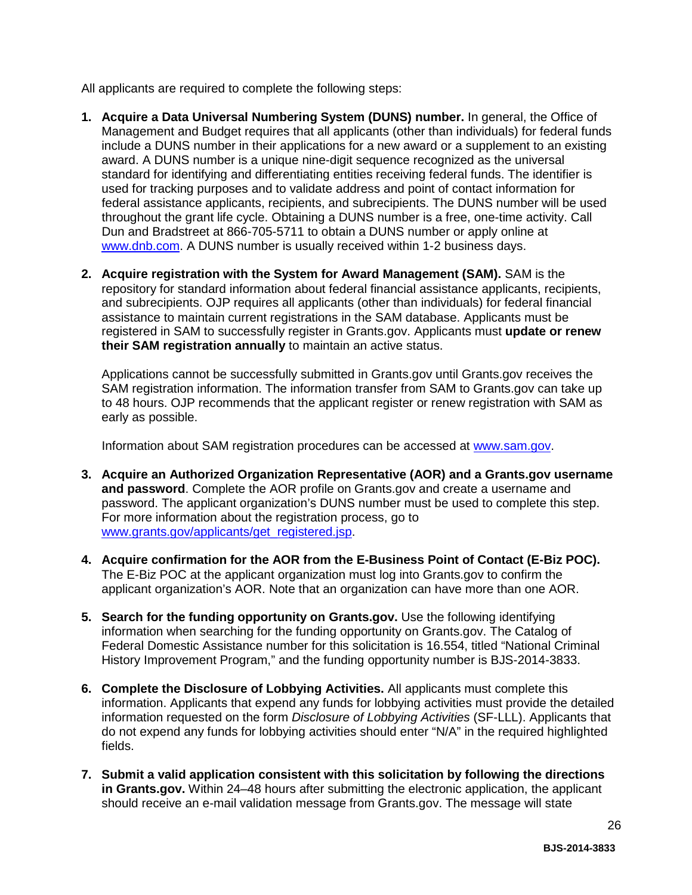All applicants are required to complete the following steps:

1. **Acquire a Data Universal Numbering System (DUNS) number.** In general, the Office of Management and Budget requires that all applicants (other than individuals) for federal funds include a DUNS number in their applications for a new award or a supplement to an existing award. A DUNS number is a unique nine-digit sequence recognized as the universal standard for identifying and differentiating entities receiving federal funds. The identifier is used for tracking purposes and to validate address and point of contact information for federal assistance applicants, recipients, and subrecipients. The DUNS number will be used throughout the grant life cycle. Obtaining a DUNS number is a free, one-time activity. Call Dun and Bradstreet at 866-705-5711 to obtain a DUNS number or apply online at [www.dnb.com](http://www.dnb.com). A DUNS number is usually received within 1-2 business days.

2. **Acquire registration with the System for Award Management (SAM).** SAM is the repository for standard information about federal financial assistance applicants, recipients, and subrecipients. OJP requires all applicants (other than individuals) for federal financial assistance to maintain current registrations in the SAM database. Applicants must be registered in SAM to successfully register in Grants.gov. Applicants must **update or renew their SAM registration annually** to maintain an active status.

   Applications cannot be successfully submitted in Grants.gov until Grants.gov receives the SAM registration information. The information transfer from SAM to Grants.gov can take up to 48 hours. OJP recommends that the applicant register or renew registration with SAM as early as possible.

   Information about SAM registration procedures can be accessed at [www.sam.gov](http://www.sam.gov).

3. **Acquire an Authorized Organization Representative (AOR) and a Grants.gov username and password**. Complete the AOR profile on Grants.gov and create a username and password. The applicant organization's DUNS number must be used to complete this step. For more information about the registration process, go to [www.grants.gov/applicants/get_registered.jsp](http://www.grants.gov/applicants/get_registered.jsp).

4. **Acquire confirmation for the AOR from the E-Business Point of Contact (E-Biz POC).** The E-Biz POC at the applicant organization must log into Grants.gov to confirm the applicant organization's AOR. Note that an organization can have more than one AOR.

5. **Search for the funding opportunity on Grants.gov.** Use the following identifying information when searching for the funding opportunity on Grants.gov. The Catalog of Federal Domestic Assistance number for this solicitation is 16.554, titled "National Criminal History Improvement Program," and the funding opportunity number is BJS-2014-3833.

6. **Complete the Disclosure of Lobbying Activities.** All applicants must complete this information. Applicants that expend any funds for lobbying activities must provide the detailed information requested on the form *Disclosure of Lobbying Activities* (SF-LLL). Applicants that do not expend any funds for lobbying activities should enter "N/A" in the required highlighted fields.

7. **Submit a valid application consistent with this solicitation by following the directions in Grants.gov.** Within 24–48 hours after submitting the electronic application, the applicant should receive an e-mail validation message from Grants.gov. The message will state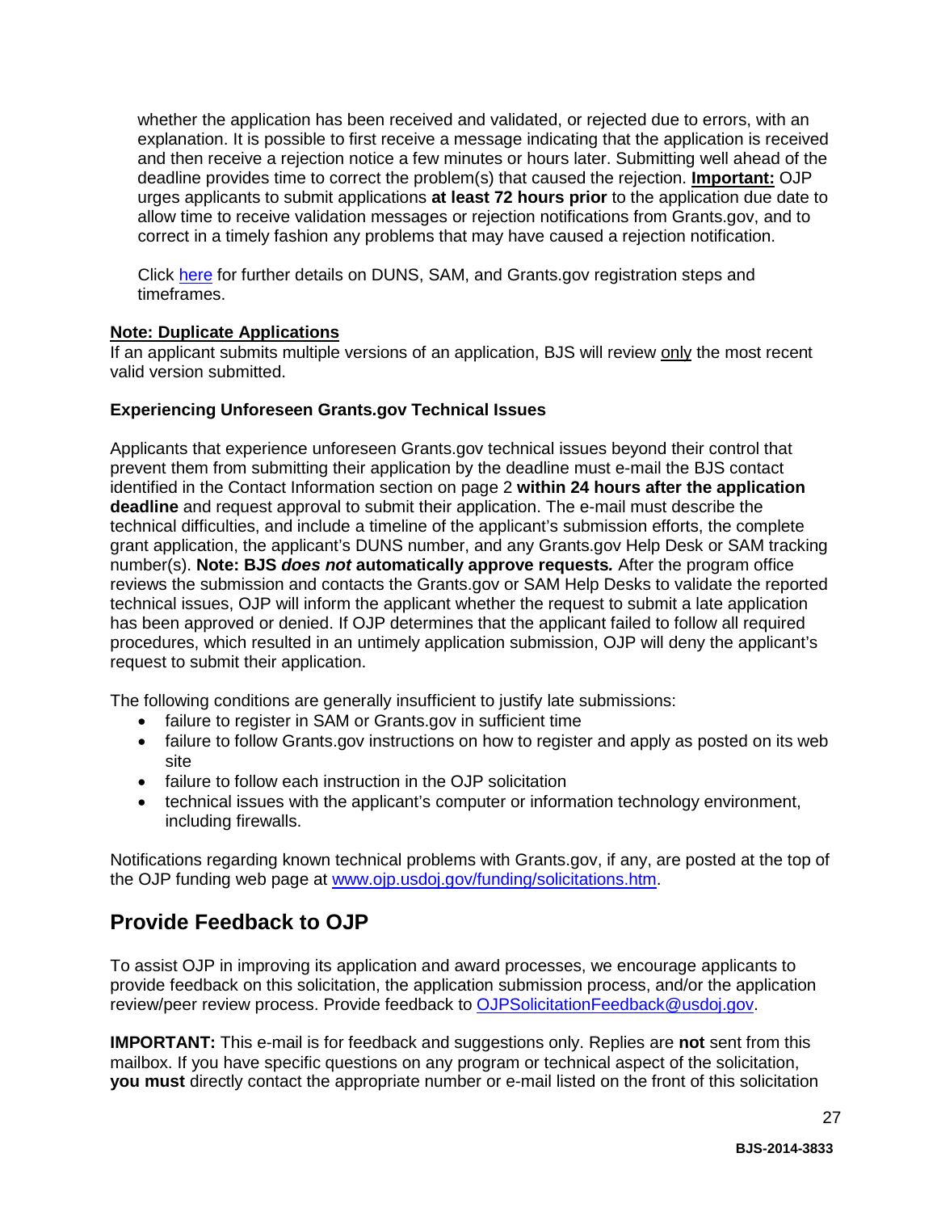whether the application has been received and validated, or rejected due to errors, with an explanation. It is possible to first receive a message indicating that the application is received and then receive a rejection notice a few minutes or hours later. Submitting well ahead of the deadline provides time to correct the problem(s) that caused the rejection. **Important:** OJP urges applicants to submit applications **at least 72 hours prior** to the application due date to allow time to receive validation messages or rejection notifications from Grants.gov, and to correct in a timely fashion any problems that may have caused a rejection notification.

Click here for further details on DUNS, SAM, and Grants.gov registration steps and timeframes.

**Note: Duplicate Applications**
If an applicant submits multiple versions of an application, BJS will review only the most recent valid version submitted.

**Experiencing Unforeseen Grants.gov Technical Issues**

Applicants that experience unforeseen Grants.gov technical issues beyond their control that prevent them from submitting their application by the deadline must e-mail the BJS contact identified in the Contact Information section on page 2 **within 24 hours after the application deadline** and request approval to submit their application. The e-mail must describe the technical difficulties, and include a timeline of the applicant's submission efforts, the complete grant application, the applicant's DUNS number, and any Grants.gov Help Desk or SAM tracking number(s). **Note: BJS *does not* automatically approve requests.** After the program office reviews the submission and contacts the Grants.gov or SAM Help Desks to validate the reported technical issues, OJP will inform the applicant whether the request to submit a late application has been approved or denied. If OJP determines that the applicant failed to follow all required procedures, which resulted in an untimely application submission, OJP will deny the applicant's request to submit their application.

The following conditions are generally insufficient to justify late submissions:

- failure to register in SAM or Grants.gov in sufficient time
- failure to follow Grants.gov instructions on how to register and apply as posted on its web site
- failure to follow each instruction in the OJP solicitation
- technical issues with the applicant's computer or information technology environment, including firewalls.

Notifications regarding known technical problems with Grants.gov, if any, are posted at the top of the OJP funding web page at www.ojp.usdoj.gov/funding/solicitations.htm.

## Provide Feedback to OJP

To assist OJP in improving its application and award processes, we encourage applicants to provide feedback on this solicitation, the application submission process, and/or the application review/peer review process. Provide feedback to OJPSolicitationFeedback@usdoj.gov.

**IMPORTANT:** This e-mail is for feedback and suggestions only. Replies are **not** sent from this mailbox. If you have specific questions on any program or technical aspect of the solicitation, **you must** directly contact the appropriate number or e-mail listed on the front of this solicitation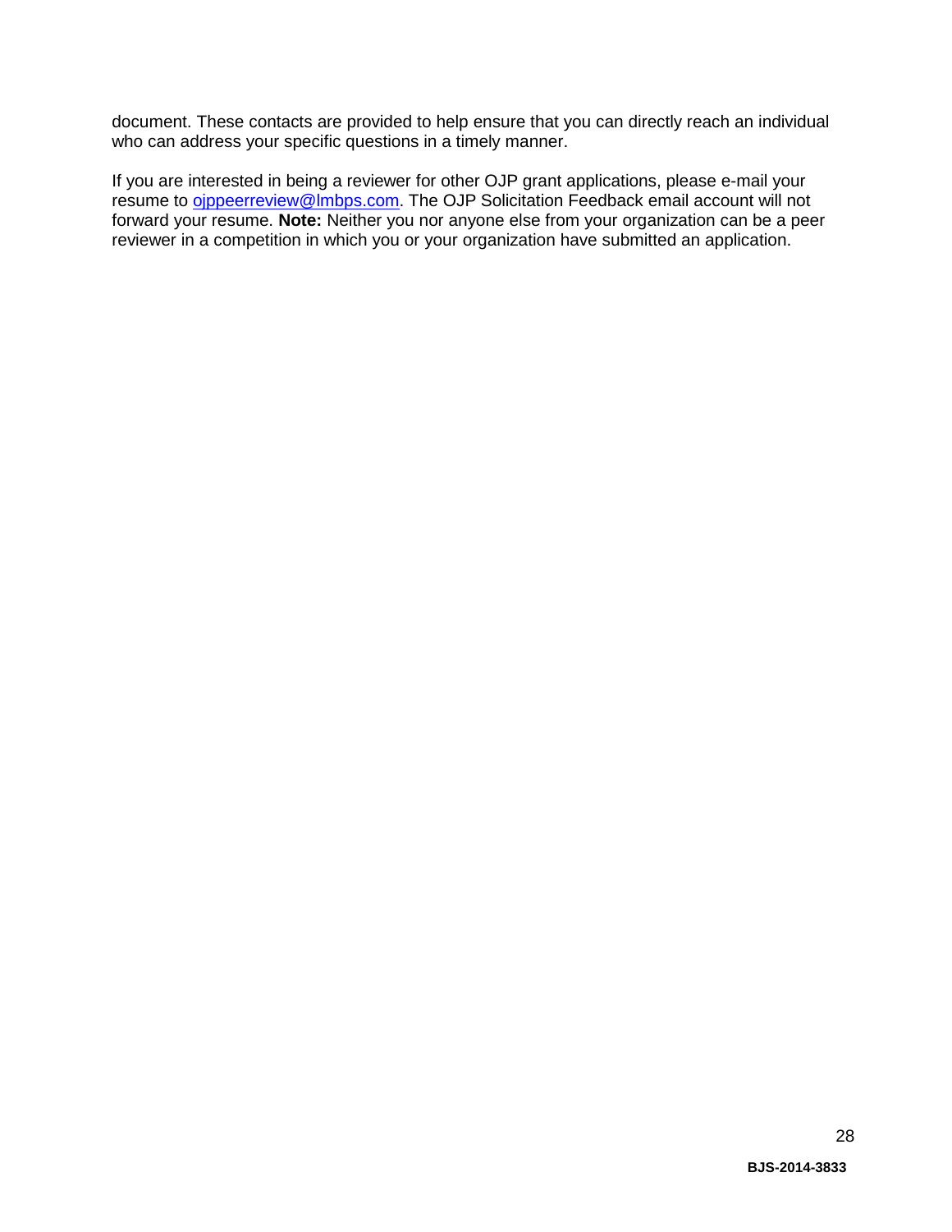document. These contacts are provided to help ensure that you can directly reach an individual who can address your specific questions in a timely manner.

If you are interested in being a reviewer for other OJP grant applications, please e-mail your resume to ojppeerreview@lmbps.com. The OJP Solicitation Feedback email account will not forward your resume. **Note:** Neither you nor anyone else from your organization can be a peer reviewer in a competition in which you or your organization have submitted an application.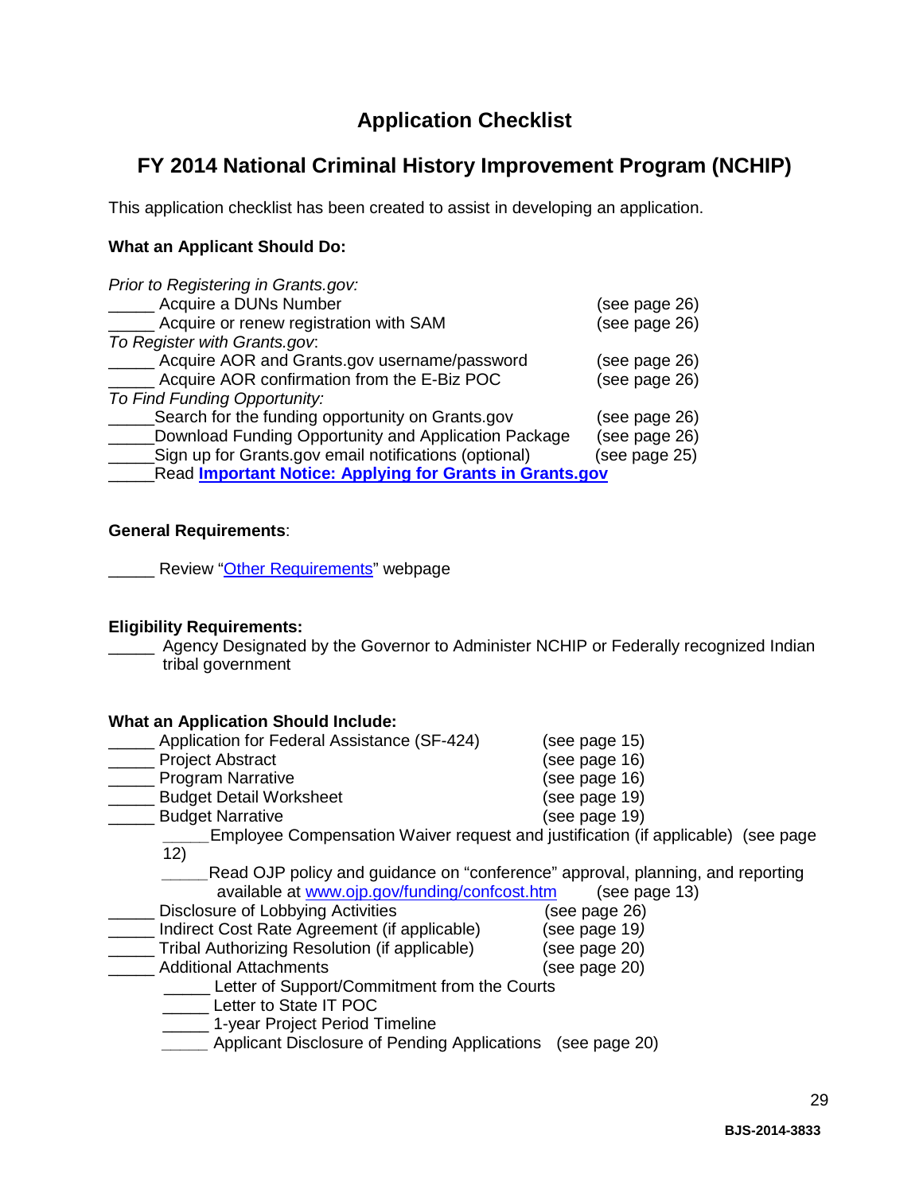# Application Checklist

## FY 2014 National Criminal History Improvement Program (NCHIP)

This application checklist has been created to assist in developing an application.

**What an Applicant Should Do:**

*Prior to Registering in Grants.gov:*

_____ Acquire a DUNs Number (see page 26)
_____ Acquire or renew registration with SAM (see page 26)

*To Register with Grants.gov*:

_____ Acquire AOR and Grants.gov username/password (see page 26)
_____ Acquire AOR confirmation from the E-Biz POC (see page 26)

*To Find Funding Opportunity:*

_____Search for the funding opportunity on Grants.gov (see page 26)
_____Download Funding Opportunity and Application Package (see page 26)
_____Sign up for Grants.gov email notifications (optional) (see page 25)
_____Read **Important Notice: Applying for Grants in Grants.gov**

**General Requirements**:

_____ Review "Other Requirements" webpage

**Eligibility Requirements:**

_____ Agency Designated by the Governor to Administer NCHIP or Federally recognized Indian tribal government

**What an Application Should Include:**

_____ Application for Federal Assistance (SF-424) (see page 15)
_____ Project Abstract (see page 16)
_____ Program Narrative (see page 16)
_____ Budget Detail Worksheet (see page 19)
_____ Budget Narrative (see page 19)
  _____Employee Compensation Waiver request and justification (if applicable) (see page 12)
  _____Read OJP policy and guidance on "conference" approval, planning, and reporting available at www.ojp.gov/funding/confcost.htm (see page 13)
_____ Disclosure of Lobbying Activities (see page 26)
_____ Indirect Cost Rate Agreement (if applicable) (see page 19)
_____ Tribal Authorizing Resolution (if applicable) (see page 20)
_____ Additional Attachments (see page 20)
  _____ Letter of Support/Commitment from the Courts
  _____ Letter to State IT POC
  _____ 1-year Project Period Timeline
  _____ Applicant Disclosure of Pending Applications (see page 20)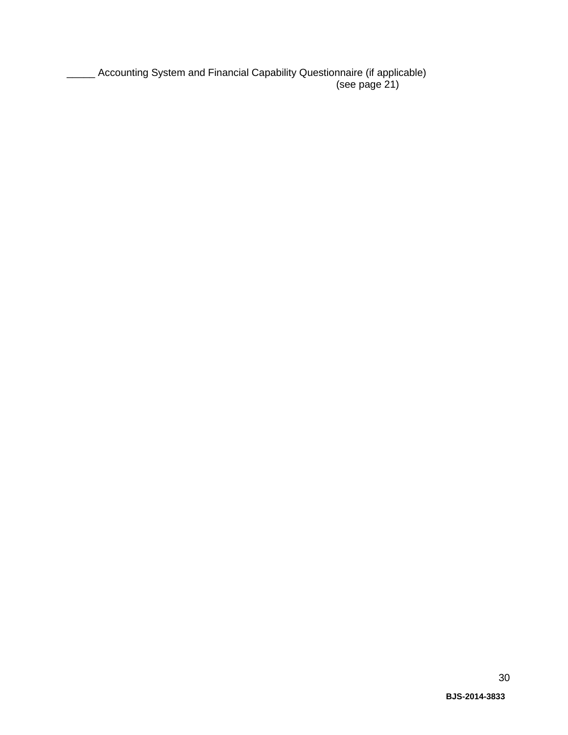_____ Accounting System and Financial Capability Questionnaire (if applicable) (see page 21)